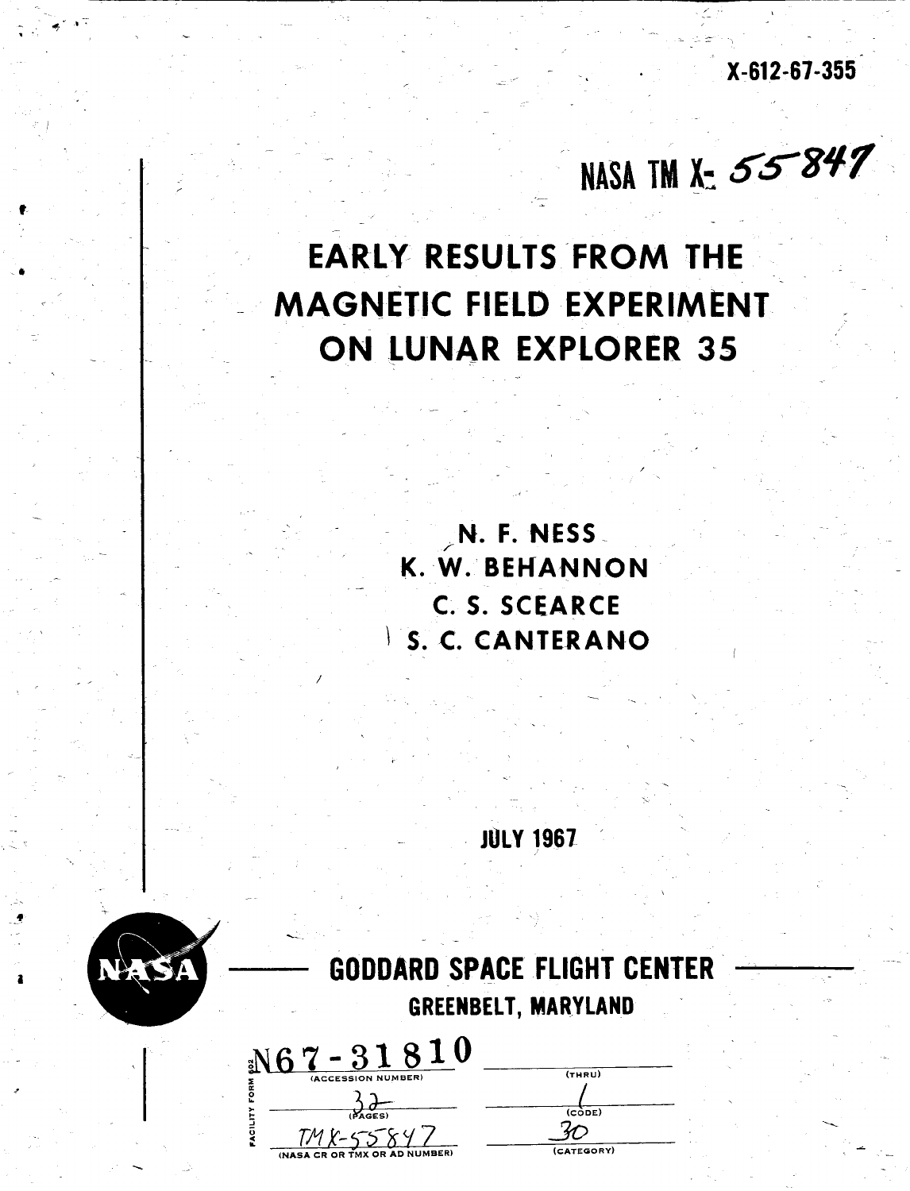X-612-67-355

NASA TM X-55847

# EARLY RESULTS FROM THE MAGNETIC FIELD EXPERIMENT ON LUNAR EXPLORER 35

N. F. NESS
K. W. BEHANNON
C. S. SCEARCE
S. C. CANTERANO

JULY 1967

GODDARD SPACE FLIGHT CENTER
GREENBELT, MARYLAND

| | |
|---|---|
| N67-31810 (ACCESSION NUMBER) | (THRU) |
| 32 (PAGES) | 1 (CODE) |
| TMX-55847 (NASA CR OR TMX OR AD NUMBER) | 30 (CATEGORY) |

FACILITY FORM 602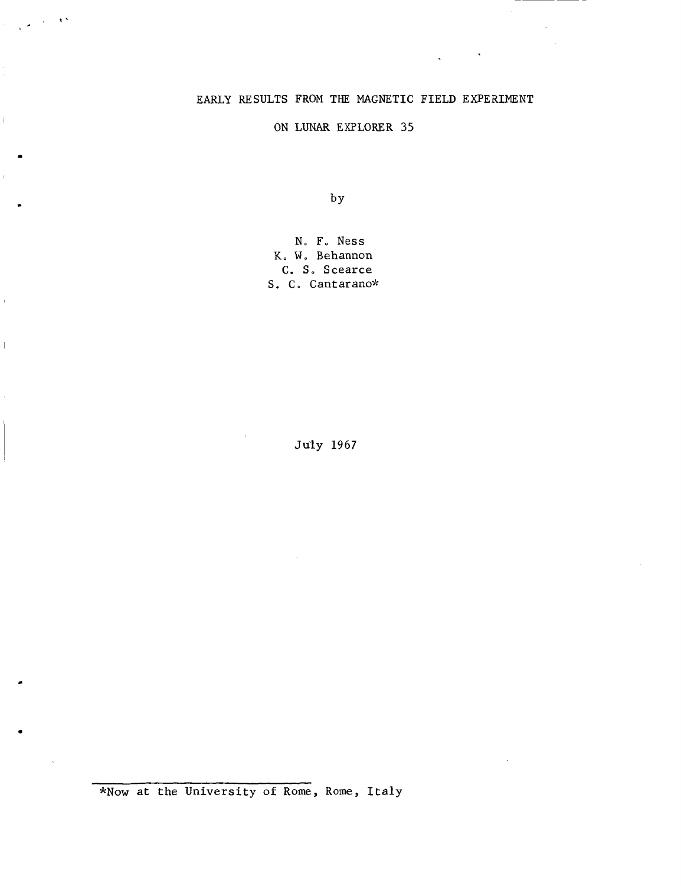# EARLY RESULTS FROM THE MAGNETIC FIELD EXPERIMENT ON LUNAR EXPLORER 35

by

N. F. Ness
K. W. Behannon
C. S. Scearce
S. C. Cantarano*

July 1967

*Now at the University of Rome, Rome, Italy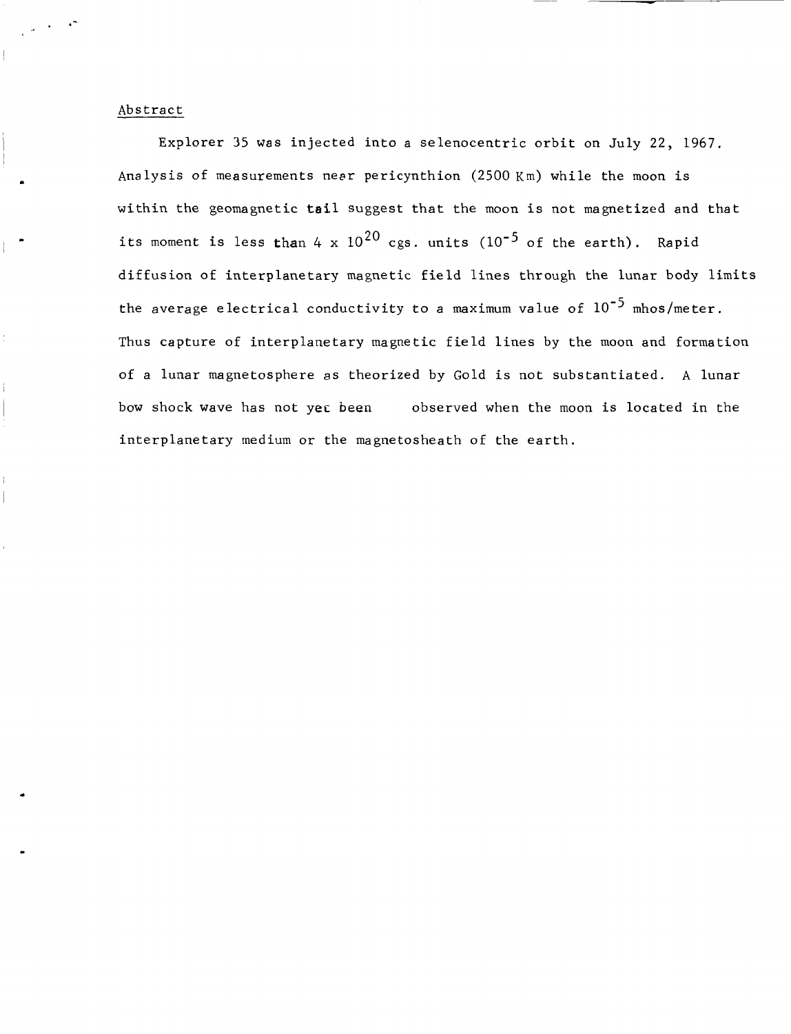## Abstract

Explorer 35 was injected into a selenocentric orbit on July 22, 1967. Analysis of measurements near pericynthion (2500 Km) while the moon is within the geomagnetic tail suggest that the moon is not magnetized and that its moment is less than $4 \times 10^{20}$ cgs. units ($10^{-5}$ of the earth). Rapid diffusion of interplanetary magnetic field lines through the lunar body limits the average electrical conductivity to a maximum value of $10^{-5}$ mhos/meter. Thus capture of interplanetary magnetic field lines by the moon and formation of a lunar magnetosphere as theorized by Gold is not substantiated. A lunar bow shock wave has not yet been observed when the moon is located in the interplanetary medium or the magnetosheath of the earth.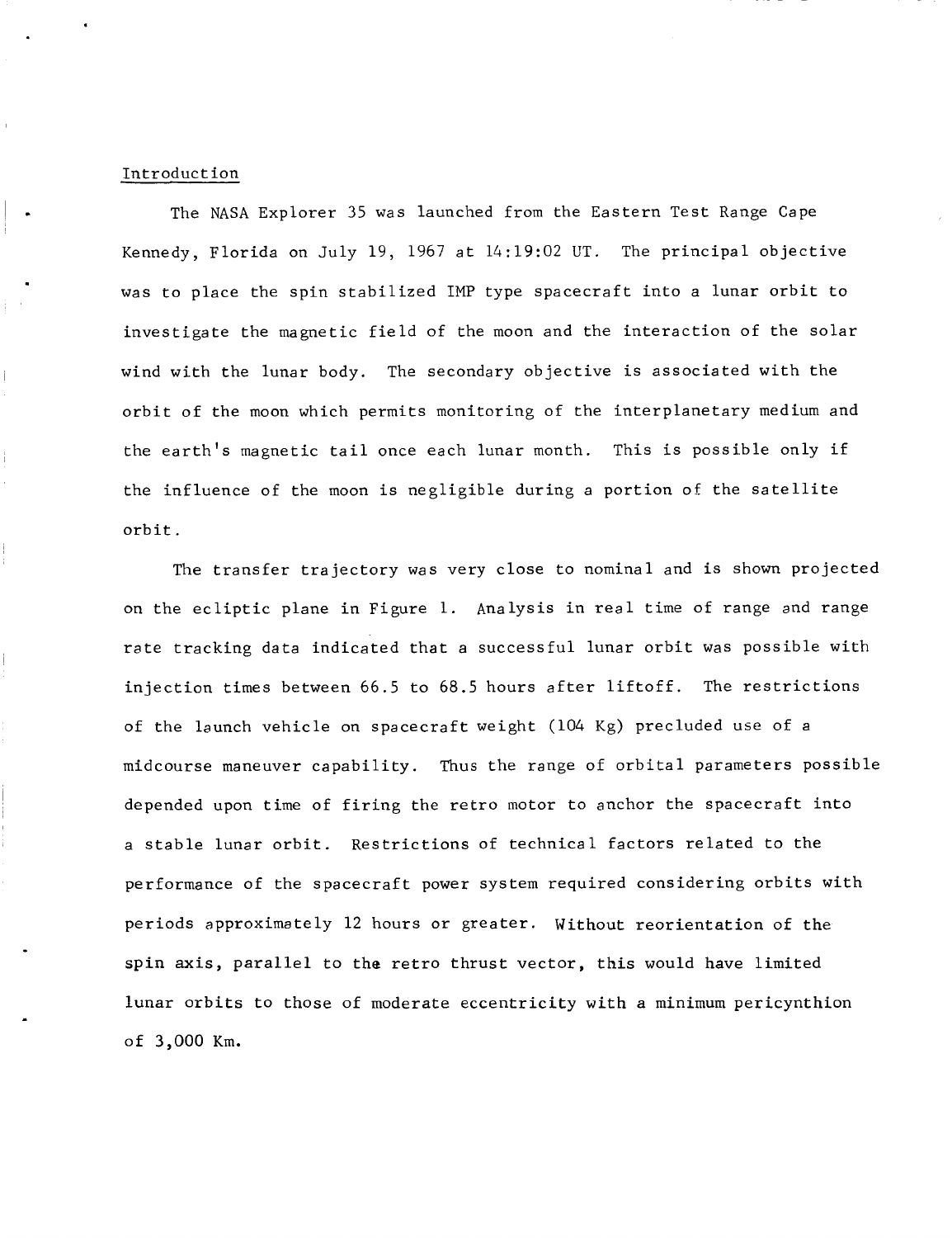## Introduction

The NASA Explorer 35 was launched from the Eastern Test Range Cape Kennedy, Florida on July 19, 1967 at 14:19:02 UT. The principal objective was to place the spin stabilized IMP type spacecraft into a lunar orbit to investigate the magnetic field of the moon and the interaction of the solar wind with the lunar body. The secondary objective is associated with the orbit of the moon which permits monitoring of the interplanetary medium and the earth's magnetic tail once each lunar month. This is possible only if the influence of the moon is negligible during a portion of the satellite orbit.

The transfer trajectory was very close to nominal and is shown projected on the ecliptic plane in Figure 1. Analysis in real time of range and range rate tracking data indicated that a successful lunar orbit was possible with injection times between 66.5 to 68.5 hours after liftoff. The restrictions of the launch vehicle on spacecraft weight (104 Kg) precluded use of a midcourse maneuver capability. Thus the range of orbital parameters possible depended upon time of firing the retro motor to anchor the spacecraft into a stable lunar orbit. Restrictions of technical factors related to the performance of the spacecraft power system required considering orbits with periods approximately 12 hours or greater. Without reorientation of the spin axis, parallel to the retro thrust vector, this would have limited lunar orbits to those of moderate eccentricity with a minimum pericynthion of 3,000 Km.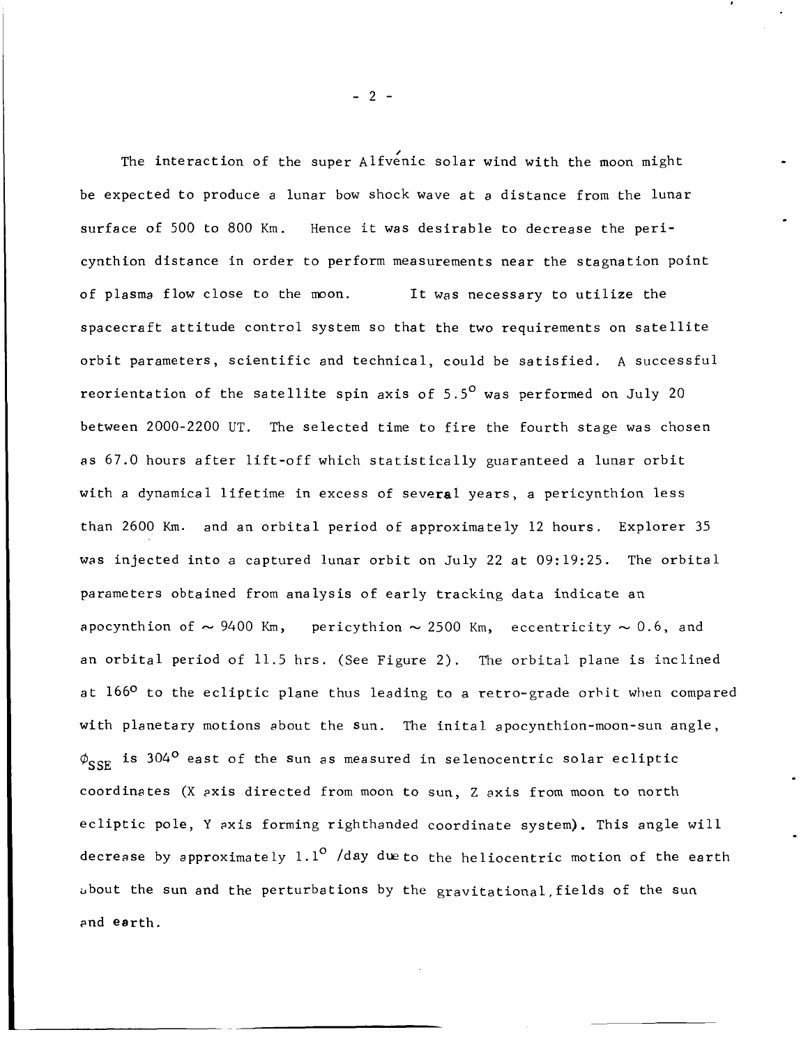The interaction of the super Alfvénic solar wind with the moon might be expected to produce a lunar bow shock wave at a distance from the lunar surface of 500 to 800 Km. Hence it was desirable to decrease the pericynthion distance in order to perform measurements near the stagnation point of plasma flow close to the moon. It was necessary to utilize the spacecraft attitude control system so that the two requirements on satellite orbit parameters, scientific and technical, could be satisfied. A successful reorientation of the satellite spin axis of $5.5^{\circ}$ was performed on July 20 between 2000-2200 UT. The selected time to fire the fourth stage was chosen as 67.0 hours after lift-off which statistically guaranteed a lunar orbit with a dynamical lifetime in excess of several years, a pericynthion less than 2600 Km. and an orbital period of approximately 12 hours. Explorer 35 was injected into a captured lunar orbit on July 22 at 09:19:25. The orbital parameters obtained from analysis of early tracking data indicate an apocynthion of $\sim 9400$ Km, pericythion $\sim 2500$ Km, eccentricity $\sim 0.6$, and an orbital period of 11.5 hrs. (See Figure 2). The orbital plane is inclined at $166^{\circ}$ to the ecliptic plane thus leading to a retro-grade orbit when compared with planetary motions about the sun. The inital apocynthion-moon-sun angle, $\phi_{SSE}$ is $304^{\circ}$ east of the sun as measured in selenocentric solar ecliptic coordinates (X axis directed from moon to sun, Z axis from moon to north ecliptic pole, Y axis forming righthanded coordinate system). This angle will decrease by approximately $1.1^{\circ}$ /day due to the heliocentric motion of the earth about the sun and the perturbations by the gravitational fields of the sun and earth.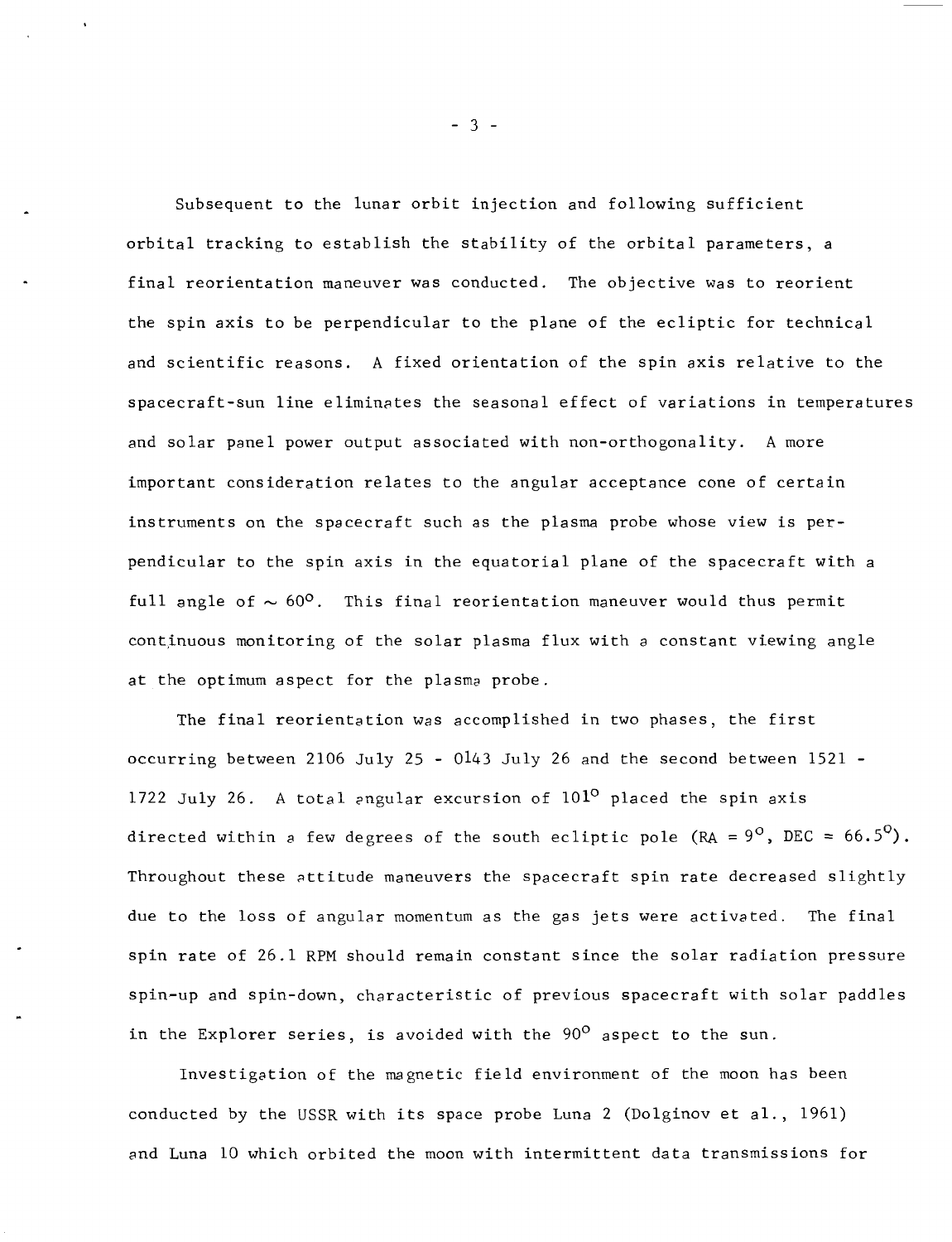Subsequent to the lunar orbit injection and following sufficient orbital tracking to establish the stability of the orbital parameters, a final reorientation maneuver was conducted. The objective was to reorient the spin axis to be perpendicular to the plane of the ecliptic for technical and scientific reasons. A fixed orientation of the spin axis relative to the spacecraft-sun line eliminates the seasonal effect of variations in temperatures and solar panel power output associated with non-orthogonality. A more important consideration relates to the angular acceptance cone of certain instruments on the spacecraft such as the plasma probe whose view is perpendicular to the spin axis in the equatorial plane of the spacecraft with a full angle of $\sim 60^o$. This final reorientation maneuver would thus permit continuous monitoring of the solar plasma flux with a constant viewing angle at the optimum aspect for the plasma probe.

The final reorientation was accomplished in two phases, the first occurring between 2106 July 25 - 0143 July 26 and the second between 1521 - 1722 July 26. A total angular excursion of $101^o$ placed the spin axis directed within a few degrees of the south ecliptic pole (RA = $9^o$, DEC = $66.5^o$). Throughout these attitude maneuvers the spacecraft spin rate decreased slightly due to the loss of angular momentum as the gas jets were activated. The final spin rate of 26.1 RPM should remain constant since the solar radiation pressure spin-up and spin-down, characteristic of previous spacecraft with solar paddles in the Explorer series, is avoided with the $90^o$ aspect to the sun.

Investigation of the magnetic field environment of the moon has been conducted by the USSR with its space probe Luna 2 (Dolginov et al., 1961) and Luna 10 which orbited the moon with intermittent data transmissions for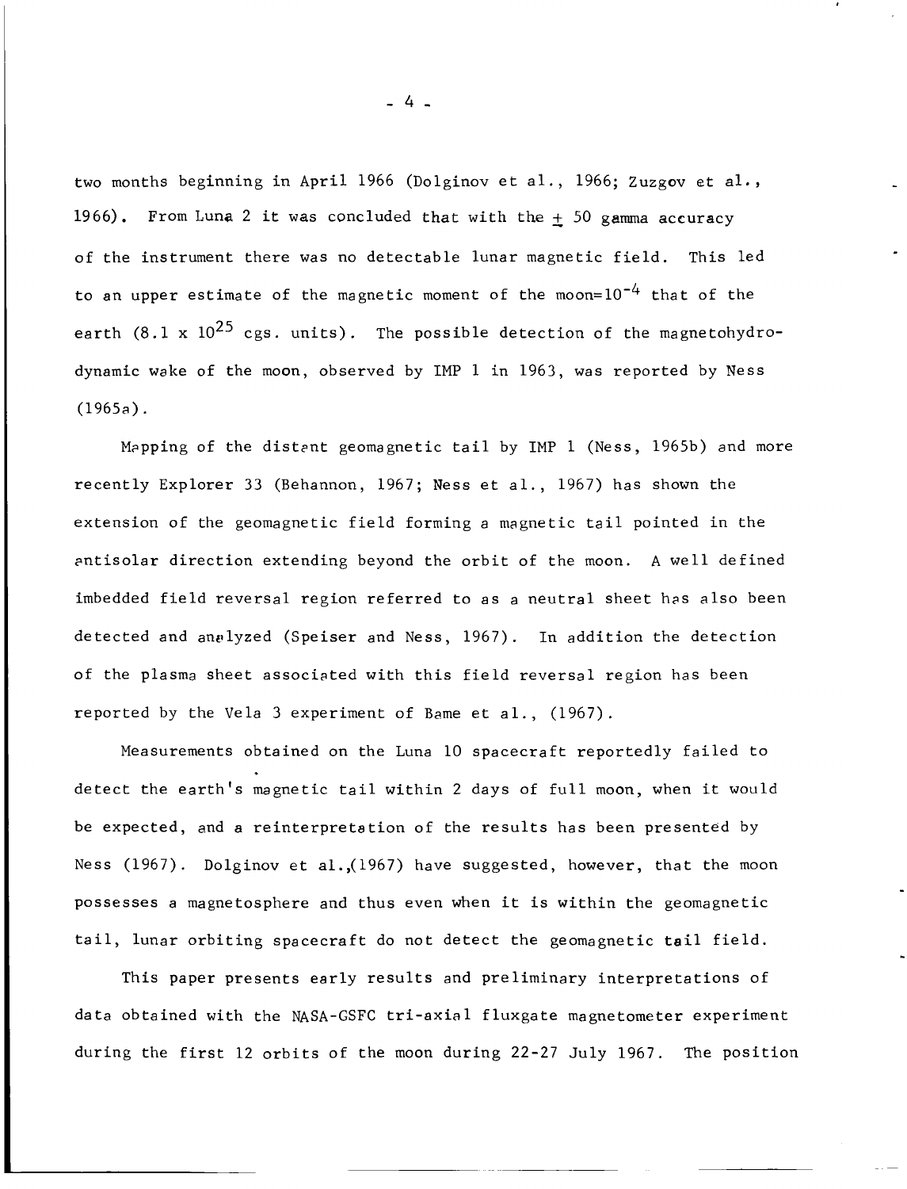two months beginning in April 1966 (Dolginov et al., 1966; Zuzgov et al., 1966). From Luna 2 it was concluded that with the $\pm$ 50 gamma accuracy of the instrument there was no detectable lunar magnetic field. This led to an upper estimate of the magnetic moment of the moon=$10^{-4}$ that of the earth ($8.1 \times 10^{25}$ cgs. units). The possible detection of the magnetohydrodynamic wake of the moon, observed by IMP 1 in 1963, was reported by Ness (1965a).

Mapping of the distant geomagnetic tail by IMP 1 (Ness, 1965b) and more recently Explorer 33 (Behannon, 1967; Ness et al., 1967) has shown the extension of the geomagnetic field forming a magnetic tail pointed in the antisolar direction extending beyond the orbit of the moon. A well defined imbedded field reversal region referred to as a neutral sheet has also been detected and analyzed (Speiser and Ness, 1967). In addition the detection of the plasma sheet associated with this field reversal region has been reported by the Vela 3 experiment of Bame et al., (1967).

Measurements obtained on the Luna 10 spacecraft reportedly failed to detect the earth's magnetic tail within 2 days of full moon, when it would be expected, and a reinterpretation of the results has been presented by Ness (1967). Dolginov et al.,(1967) have suggested, however, that the moon possesses a magnetosphere and thus even when it is within the geomagnetic tail, lunar orbiting spacecraft do not detect the geomagnetic tail field.

This paper presents early results and preliminary interpretations of data obtained with the NASA-GSFC tri-axial fluxgate magnetometer experiment during the first 12 orbits of the moon during 22-27 July 1967. The position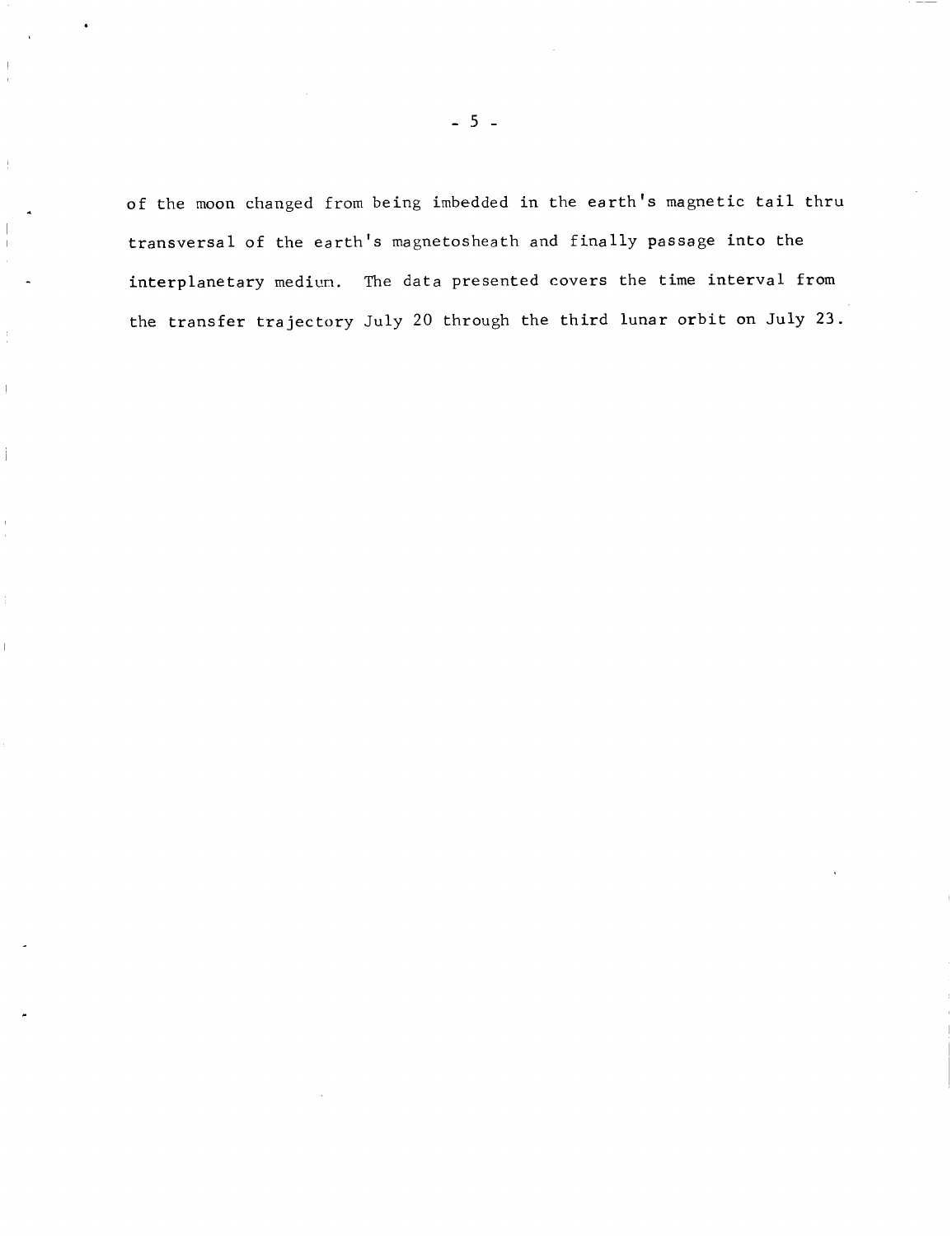of the moon changed from being imbedded in the earth's magnetic tail thru transversal of the earth's magnetosheath and finally passage into the interplanetary medium. The data presented covers the time interval from the transfer trajectory July 20 through the third lunar orbit on July 23.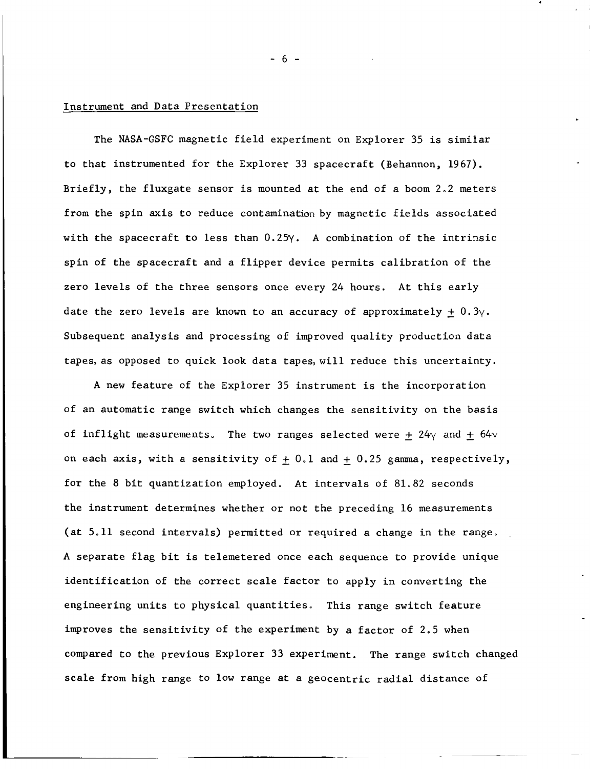## Instrument and Data Presentation

The NASA-GSFC magnetic field experiment on Explorer 35 is similar to that instrumented for the Explorer 33 spacecraft (Behannon, 1967). Briefly, the fluxgate sensor is mounted at the end of a boom 2.2 meters from the spin axis to reduce contamination by magnetic fields associated with the spacecraft to less than 0.25γ. A combination of the intrinsic spin of the spacecraft and a flipper device permits calibration of the zero levels of the three sensors once every 24 hours. At this early date the zero levels are known to an accuracy of approximately $\pm$ 0.3γ. Subsequent analysis and processing of improved quality production data tapes, as opposed to quick look data tapes, will reduce this uncertainty.

A new feature of the Explorer 35 instrument is the incorporation of an automatic range switch which changes the sensitivity on the basis of inflight measurements. The two ranges selected were $\pm$ 24γ and $\pm$ 64γ on each axis, with a sensitivity of $\pm$ 0.1 and $\pm$ 0.25 gamma, respectively, for the 8 bit quantization employed. At intervals of 81.82 seconds the instrument determines whether or not the preceding 16 measurements (at 5.11 second intervals) permitted or required a change in the range. A separate flag bit is telemetered once each sequence to provide unique identification of the correct scale factor to apply in converting the engineering units to physical quantities. This range switch feature improves the sensitivity of the experiment by a factor of 2.5 when compared to the previous Explorer 33 experiment. The range switch changed scale from high range to low range at a geocentric radial distance of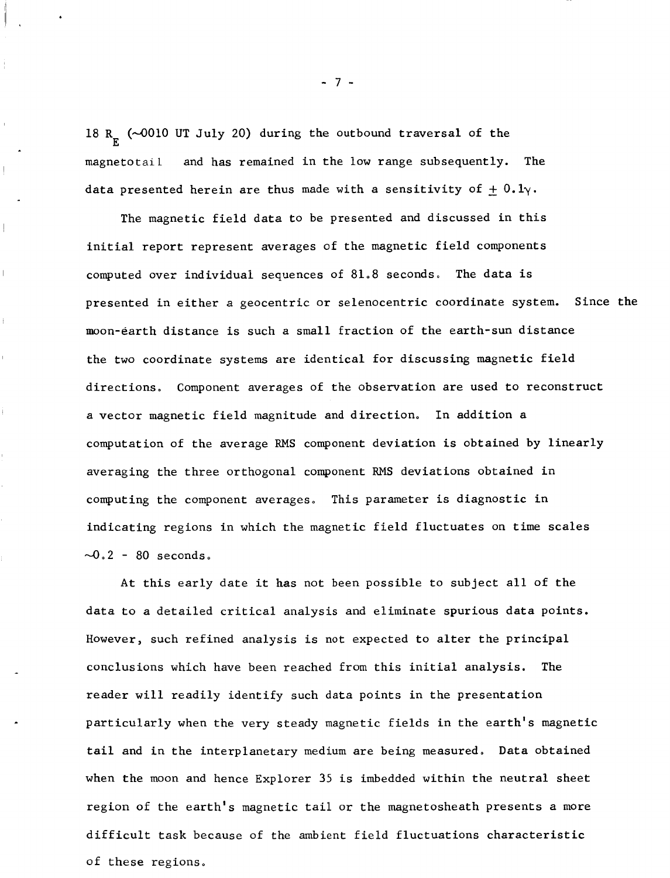$18\ R_E$ (~0010 UT July 20) during the outbound traversal of the magnetotail and has remained in the low range subsequently. The data presented herein are thus made with a sensitivity of $\pm\ 0.1\gamma$.

The magnetic field data to be presented and discussed in this initial report represent averages of the magnetic field components computed over individual sequences of 81.8 seconds. The data is presented in either a geocentric or selenocentric coordinate system. Since the moon-earth distance is such a small fraction of the earth-sun distance the two coordinate systems are identical for discussing magnetic field directions. Component averages of the observation are used to reconstruct a vector magnetic field magnitude and direction. In addition a computation of the average RMS component deviation is obtained by linearly averaging the three orthogonal component RMS deviations obtained in computing the component averages. This parameter is diagnostic in indicating regions in which the magnetic field fluctuates on time scales ~0.2 - 80 seconds.

At this early date it has not been possible to subject all of the data to a detailed critical analysis and eliminate spurious data points. However, such refined analysis is not expected to alter the principal conclusions which have been reached from this initial analysis. The reader will readily identify such data points in the presentation particularly when the very steady magnetic fields in the earth's magnetic tail and in the interplanetary medium are being measured. Data obtained when the moon and hence Explorer 35 is imbedded within the neutral sheet region of the earth's magnetic tail or the magnetosheath presents a more difficult task because of the ambient field fluctuations characteristic of these regions.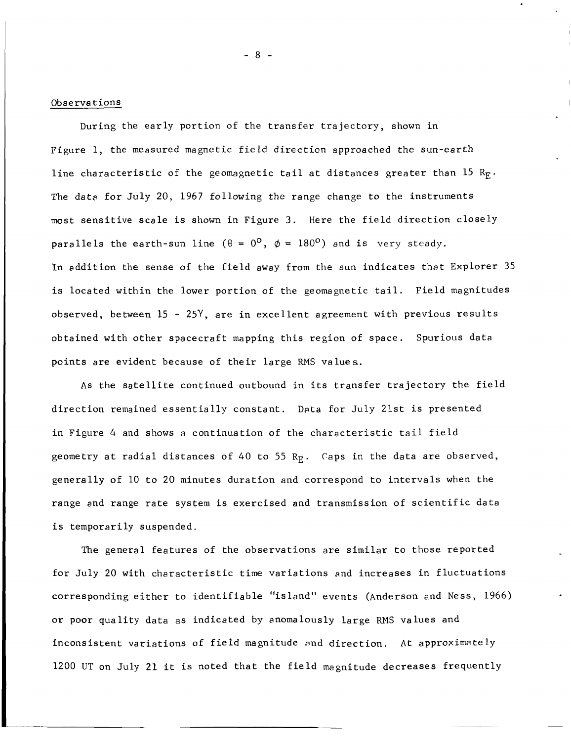## Observations

During the early portion of the transfer trajectory, shown in Figure 1, the measured magnetic field direction approached the sun-earth line characteristic of the geomagnetic tail at distances greater than 15 $R_E$. The data for July 20, 1967 following the range change to the instruments most sensitive scale is shown in Figure 3. Here the field direction closely parallels the earth-sun line ($\theta = 0^o$, $\phi = 180^o$) and is very steady. In addition the sense of the field away from the sun indicates that Explorer 35 is located within the lower portion of the geomagnetic tail. Field magnitudes observed, between 15 - 25$\gamma$, are in excellent agreement with previous results obtained with other spacecraft mapping this region of space. Spurious data points are evident because of their large RMS values.

As the satellite continued outbound in its transfer trajectory the field direction remained essentially constant. Data for July 21st is presented in Figure 4 and shows a continuation of the characteristic tail field geometry at radial distances of 40 to 55 $R_E$. Gaps in the data are observed, generally of 10 to 20 minutes duration and correspond to intervals when the range and range rate system is exercised and transmission of scientific data is temporarily suspended.

The general features of the observations are similar to those reported for July 20 with characteristic time variations and increases in fluctuations corresponding either to identifiable "island" events (Anderson and Ness, 1966) or poor quality data as indicated by anomalously large RMS values and inconsistent variations of field magnitude and direction. At approximately 1200 UT on July 21 it is noted that the field magnitude decreases frequently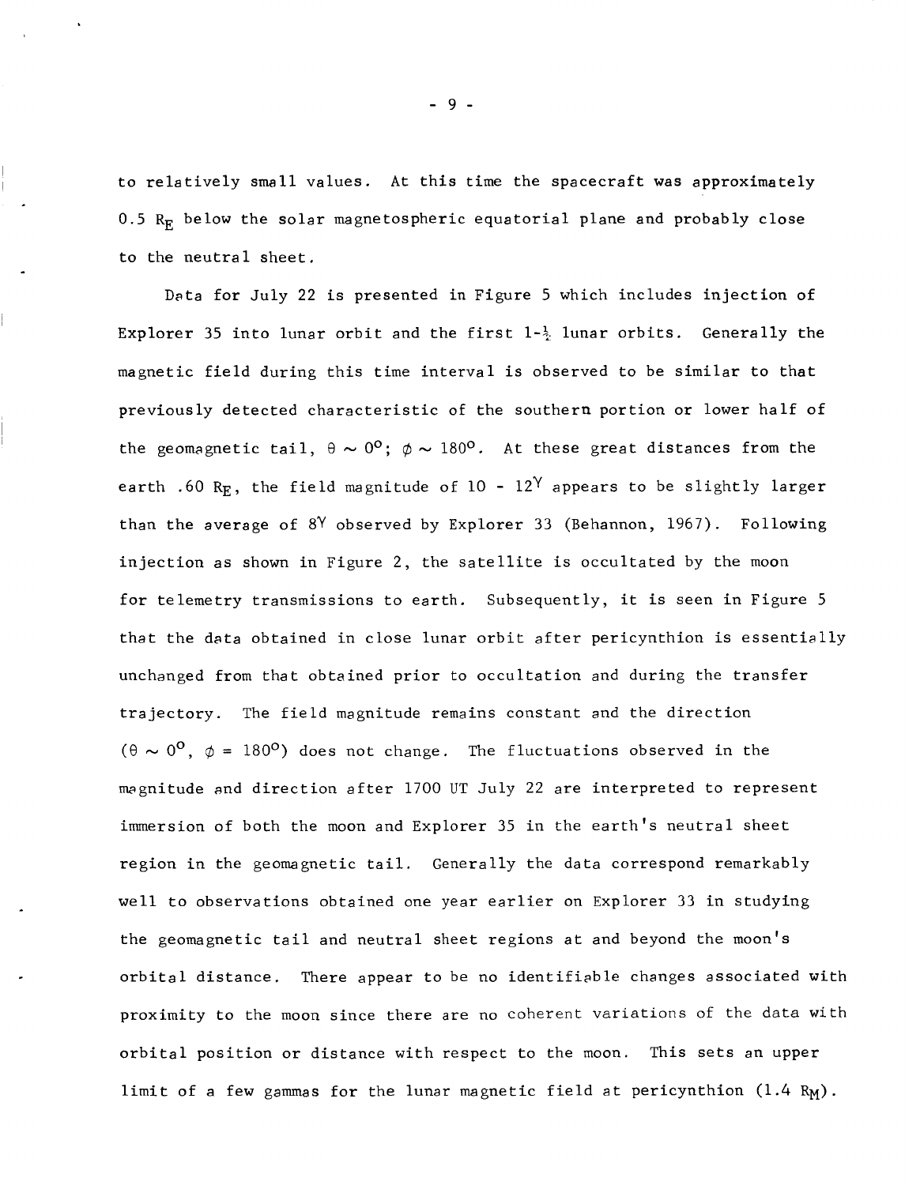to relatively small values. At this time the spacecraft was approximately 0.5 $R_E$ below the solar magnetospheric equatorial plane and probably close to the neutral sheet.

Data for July 22 is presented in Figure 5 which includes injection of Explorer 35 into lunar orbit and the first 1-½ lunar orbits. Generally the magnetic field during this time interval is observed to be similar to that previously detected characteristic of the southern portion or lower half of the geomagnetic tail, $\theta \sim 0^o$; $\phi \sim 180^o$. At these great distances from the earth .60 $R_E$, the field magnitude of 10 - $12^\gamma$ appears to be slightly larger than the average of $8^\gamma$ observed by Explorer 33 (Behannon, 1967). Following injection as shown in Figure 2, the satellite is occultated by the moon for telemetry transmissions to earth. Subsequently, it is seen in Figure 5 that the data obtained in close lunar orbit after pericynthion is essentially unchanged from that obtained prior to occultation and during the transfer trajectory. The field magnitude remains constant and the direction ($\theta \sim 0^o$, $\phi = 180^o$) does not change. The fluctuations observed in the magnitude and direction after 1700 UT July 22 are interpreted to represent immersion of both the moon and Explorer 35 in the earth's neutral sheet region in the geomagnetic tail. Generally the data correspond remarkably well to observations obtained one year earlier on Explorer 33 in studying the geomagnetic tail and neutral sheet regions at and beyond the moon's orbital distance. There appear to be no identifiable changes associated with proximity to the moon since there are no coherent variations of the data with orbital position or distance with respect to the moon. This sets an upper limit of a few gammas for the lunar magnetic field at pericynthion (1.4 $R_M$).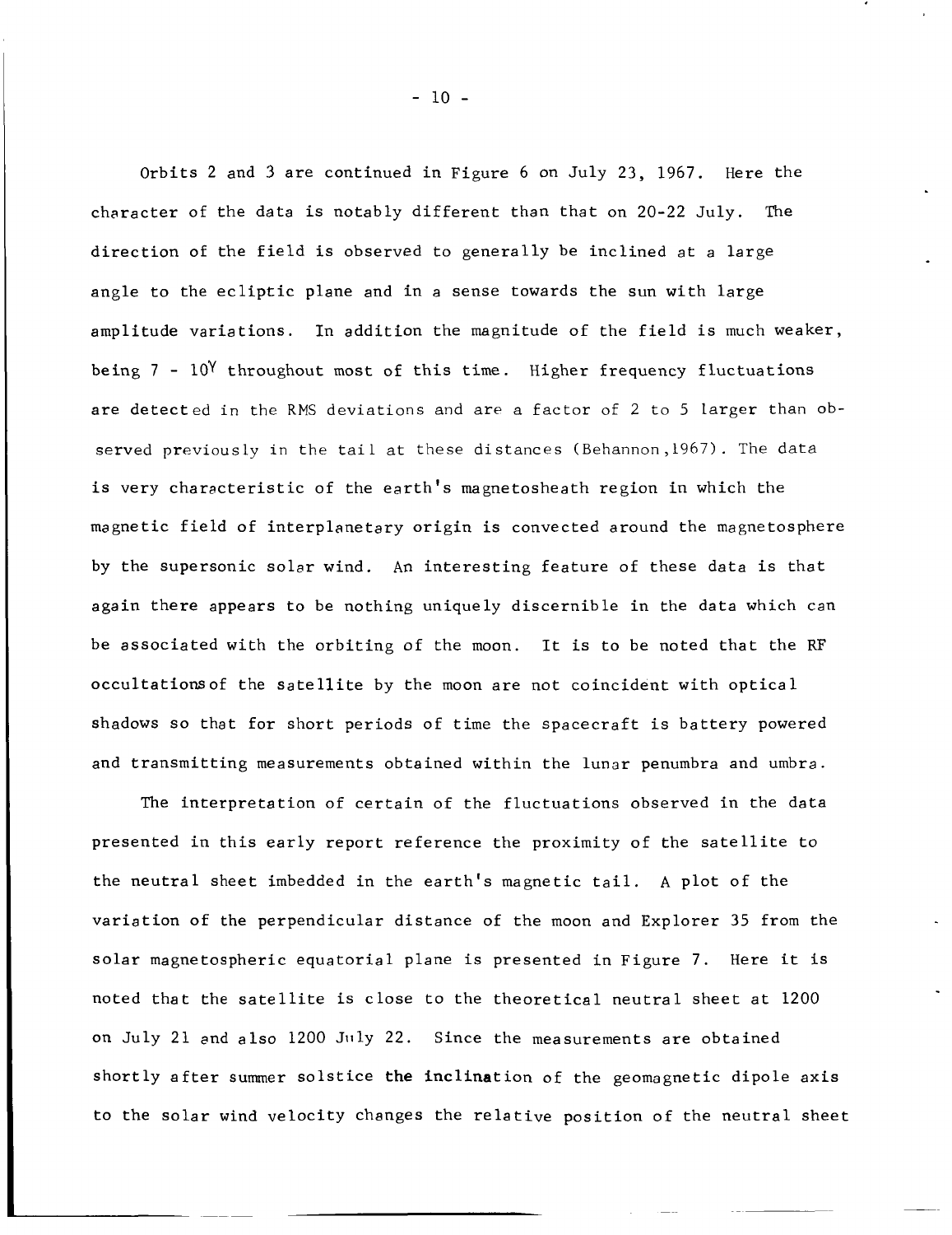Orbits 2 and 3 are continued in Figure 6 on July 23, 1967. Here the character of the data is notably different than that on 20-22 July. The direction of the field is observed to generally be inclined at a large angle to the ecliptic plane and in a sense towards the sun with large amplitude variations. In addition the magnitude of the field is much weaker, being 7 - $10^{\gamma}$ throughout most of this time. Higher frequency fluctuations are detected in the RMS deviations and are a factor of 2 to 5 larger than observed previously in the tail at these distances (Behannon,1967). The data is very characteristic of the earth's magnetosheath region in which the magnetic field of interplanetary origin is convected around the magnetosphere by the supersonic solar wind. An interesting feature of these data is that again there appears to be nothing uniquely discernible in the data which can be associated with the orbiting of the moon. It is to be noted that the RF occultations of the satellite by the moon are not coincident with optical shadows so that for short periods of time the spacecraft is battery powered and transmitting measurements obtained within the lunar penumbra and umbra.

The interpretation of certain of the fluctuations observed in the data presented in this early report reference the proximity of the satellite to the neutral sheet imbedded in the earth's magnetic tail. A plot of the variation of the perpendicular distance of the moon and Explorer 35 from the solar magnetospheric equatorial plane is presented in Figure 7. Here it is noted that the satellite is close to the theoretical neutral sheet at 1200 on July 21 and also 1200 July 22. Since the measurements are obtained shortly after summer solstice the inclination of the geomagnetic dipole axis to the solar wind velocity changes the relative position of the neutral sheet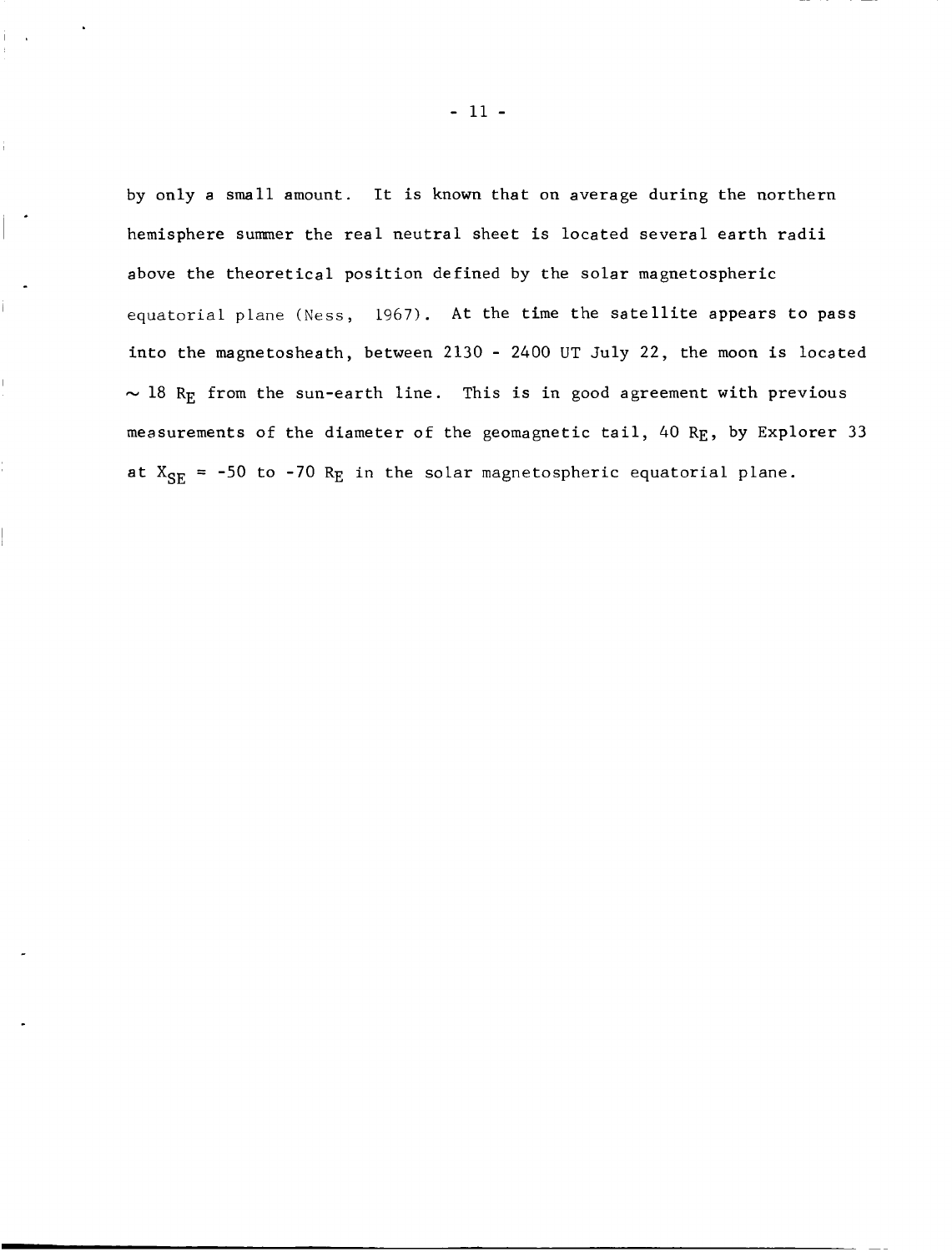by only a small amount. It is known that on average during the northern hemisphere summer the real neutral sheet is located several earth radii above the theoretical position defined by the solar magnetospheric equatorial plane (Ness, 1967). At the time the satellite appears to pass into the magnetosheath, between 2130 - 2400 UT July 22, the moon is located $\sim 18$ $R_E$ from the sun-earth line. This is in good agreement with previous measurements of the diameter of the geomagnetic tail, 40 $R_E$, by Explorer 33 at $X_{SE}$ = -50 to -70 $R_E$ in the solar magnetospheric equatorial plane.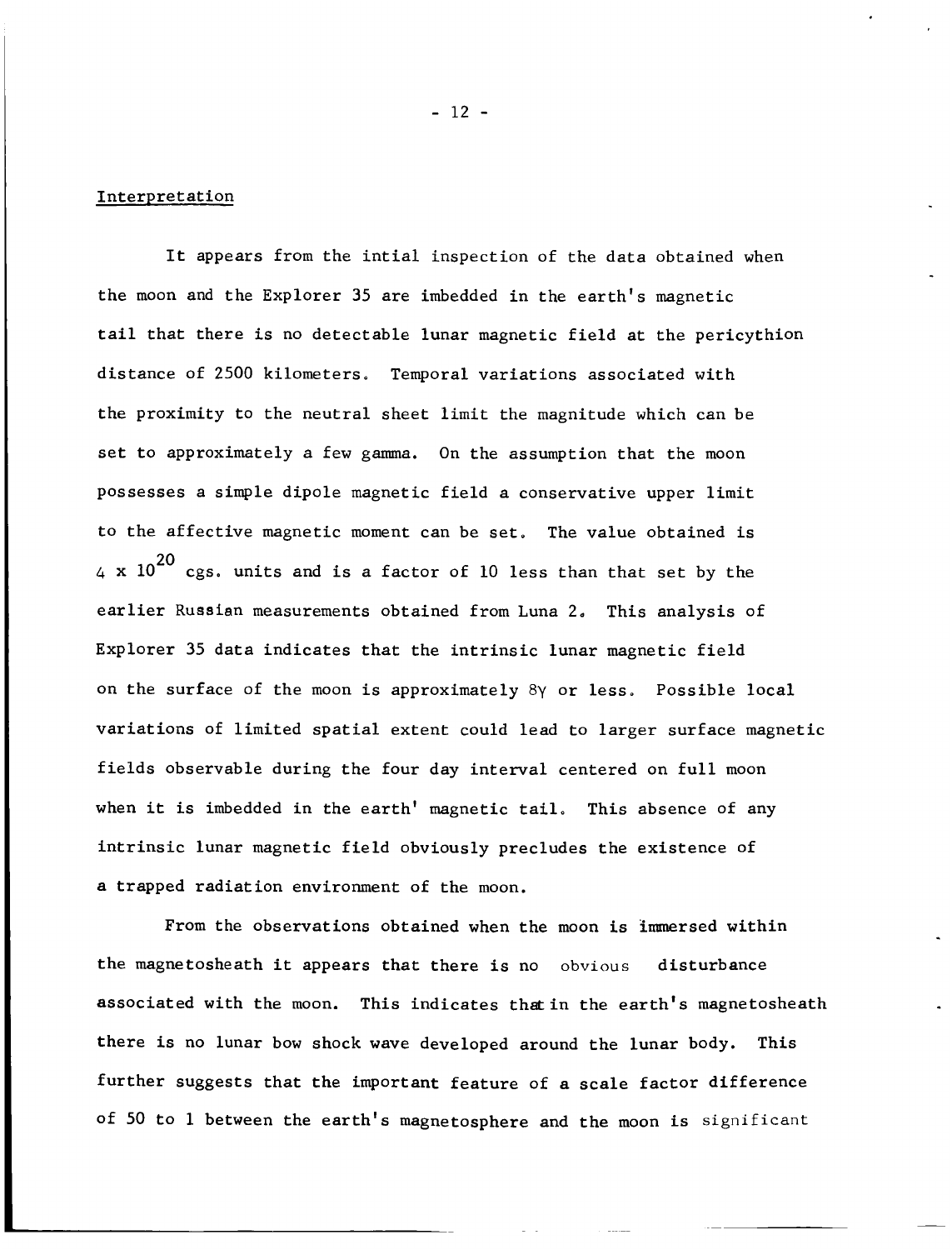Interpretation

It appears from the intial inspection of the data obtained when the moon and the Explorer 35 are imbedded in the earth's magnetic tail that there is no detectable lunar magnetic field at the pericythion distance of 2500 kilometers. Temporal variations associated with the proximity to the neutral sheet limit the magnitude which can be set to approximately a few gamma. On the assumption that the moon possesses a simple dipole magnetic field a conservative upper limit to the affective magnetic moment can be set. The value obtained is $4 \times 10^{20}$ cgs. units and is a factor of 10 less than that set by the earlier Russian measurements obtained from Luna 2. This analysis of Explorer 35 data indicates that the intrinsic lunar magnetic field on the surface of the moon is approximately 8$\gamma$ or less. Possible local variations of limited spatial extent could lead to larger surface magnetic fields observable during the four day interval centered on full moon when it is imbedded in the earth' magnetic tail. This absence of any intrinsic lunar magnetic field obviously precludes the existence of a trapped radiation environment of the moon.

From the observations obtained when the moon is immersed within the magnetosheath it appears that there is no obvious disturbance associated with the moon. This indicates that in the earth's magnetosheath there is no lunar bow shock wave developed around the lunar body. This further suggests that the important feature of a scale factor difference of 50 to 1 between the earth's magnetosphere and the moon is significant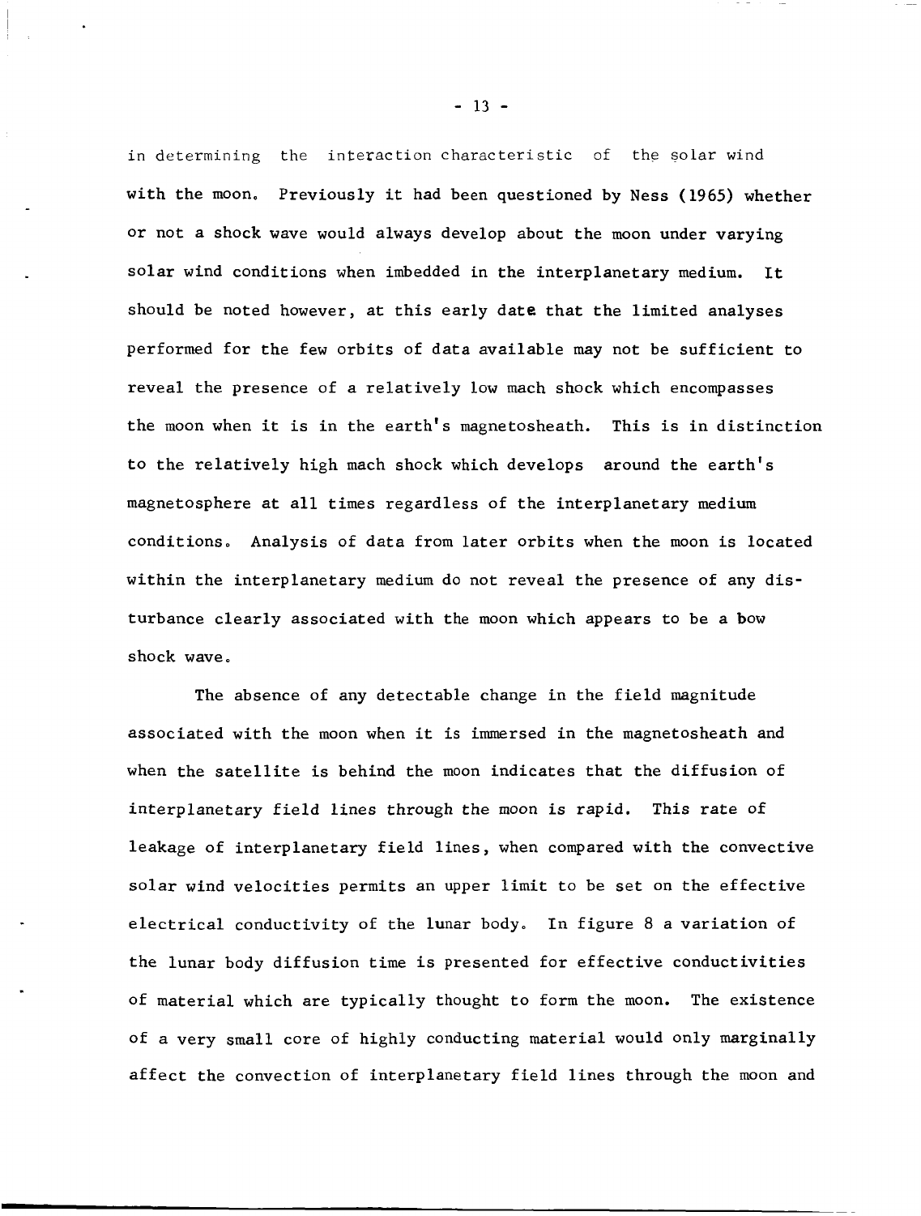in determining the interaction characteristic of the solar wind with the moon. Previously it had been questioned by Ness (1965) whether or not a shock wave would always develop about the moon under varying solar wind conditions when imbedded in the interplanetary medium. It should be noted however, at this early date that the limited analyses performed for the few orbits of data available may not be sufficient to reveal the presence of a relatively low mach shock which encompasses the moon when it is in the earth's magnetosheath. This is in distinction to the relatively high mach shock which develops around the earth's magnetosphere at all times regardless of the interplanetary medium conditions. Analysis of data from later orbits when the moon is located within the interplanetary medium do not reveal the presence of any disturbance clearly associated with the moon which appears to be a bow shock wave.

The absence of any detectable change in the field magnitude associated with the moon when it is immersed in the magnetosheath and when the satellite is behind the moon indicates that the diffusion of interplanetary field lines through the moon is rapid. This rate of leakage of interplanetary field lines, when compared with the convective solar wind velocities permits an upper limit to be set on the effective electrical conductivity of the lunar body. In figure 8 a variation of the lunar body diffusion time is presented for effective conductivities of material which are typically thought to form the moon. The existence of a very small core of highly conducting material would only marginally affect the convection of interplanetary field lines through the moon and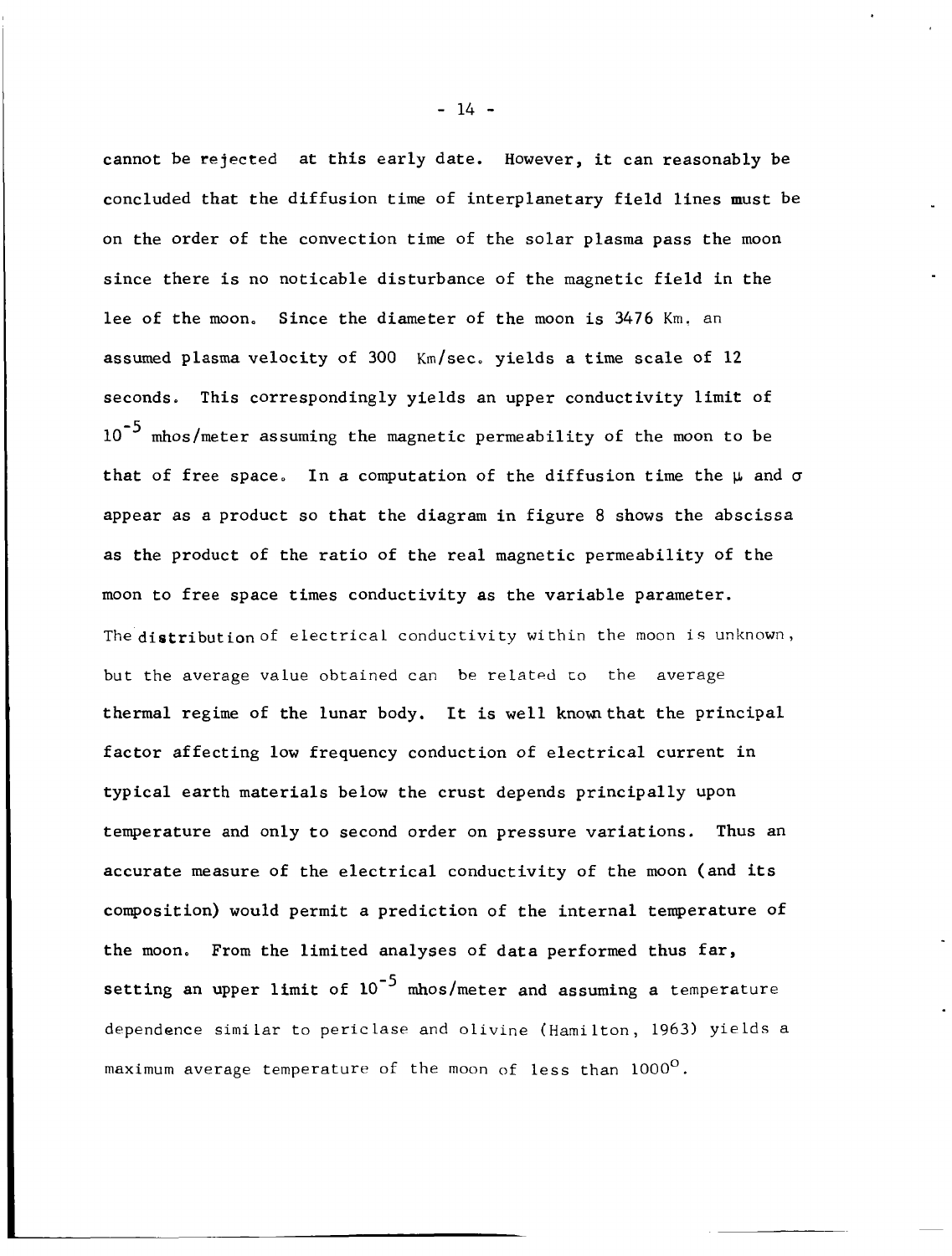cannot be rejected at this early date. However, it can reasonably be concluded that the diffusion time of interplanetary field lines must be on the order of the convection time of the solar plasma pass the moon since there is no noticable disturbance of the magnetic field in the lee of the moon. Since the diameter of the moon is 3476 Km. an assumed plasma velocity of 300 Km/sec. yields a time scale of 12 seconds. This correspondingly yields an upper conductivity limit of $10^{-5}$ mhos/meter assuming the magnetic permeability of the moon to be that of free space. In a computation of the diffusion time the $\mu$ and $\sigma$ appear as a product so that the diagram in figure 8 shows the abscissa as the product of the ratio of the real magnetic permeability of the moon to free space times conductivity as the variable parameter. The distribution of electrical conductivity within the moon is unknown, but the average value obtained can be related to the average thermal regime of the lunar body. It is well known that the principal factor affecting low frequency conduction of electrical current in typical earth materials below the crust depends principally upon temperature and only to second order on pressure variations. Thus an accurate measure of the electrical conductivity of the moon (and its composition) would permit a prediction of the internal temperature of the moon. From the limited analyses of data performed thus far, setting an upper limit of $10^{-5}$ mhos/meter and assuming a temperature dependence similar to periclase and olivine (Hamilton, 1963) yields a maximum average temperature of the moon of less than $1000^{\circ}$.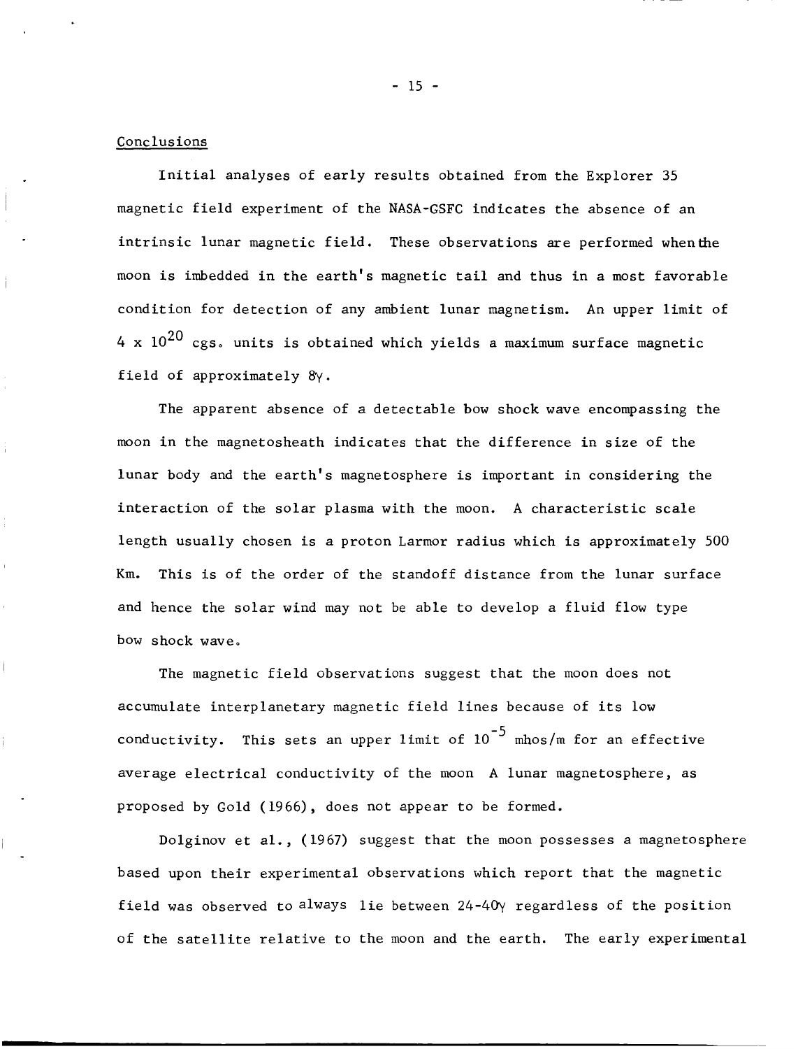## Conclusions

Initial analyses of early results obtained from the Explorer 35 magnetic field experiment of the NASA-GSFC indicates the absence of an intrinsic lunar magnetic field. These observations are performed when the moon is imbedded in the earth's magnetic tail and thus in a most favorable condition for detection of any ambient lunar magnetism. An upper limit of $4 \times 10^{20}$ cgs. units is obtained which yields a maximum surface magnetic field of approximately $8\gamma$.

The apparent absence of a detectable bow shock wave encompassing the moon in the magnetosheath indicates that the difference in size of the lunar body and the earth's magnetosphere is important in considering the interaction of the solar plasma with the moon. A characteristic scale length usually chosen is a proton Larmor radius which is approximately 500 Km. This is of the order of the standoff distance from the lunar surface and hence the solar wind may not be able to develop a fluid flow type bow shock wave.

The magnetic field observations suggest that the moon does not accumulate interplanetary magnetic field lines because of its low conductivity. This sets an upper limit of $10^{-5}$ mhos/m for an effective average electrical conductivity of the moon A lunar magnetosphere, as proposed by Gold (1966), does not appear to be formed.

Dolginov et al., (1967) suggest that the moon possesses a magnetosphere based upon their experimental observations which report that the magnetic field was observed to always lie between 24-40$\gamma$ regardless of the position of the satellite relative to the moon and the earth. The early experimental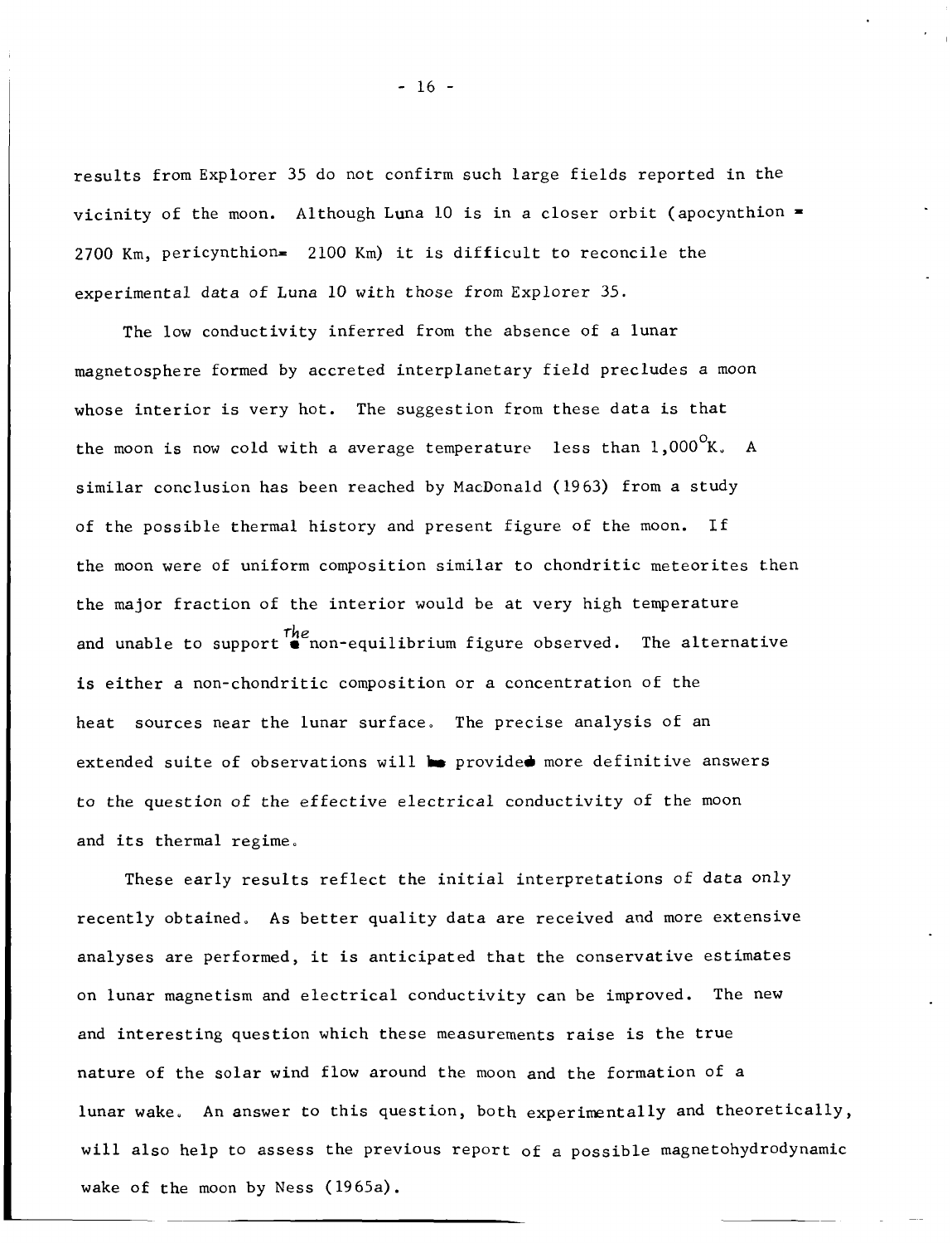results from Explorer 35 do not confirm such large fields reported in the vicinity of the moon. Although Luna 10 is in a closer orbit (apocynthion = 2700 Km, pericynthion= 2100 Km) it is difficult to reconcile the experimental data of Luna 10 with those from Explorer 35.

The low conductivity inferred from the absence of a lunar magnetosphere formed by accreted interplanetary field precludes a moon whose interior is very hot. The suggestion from these data is that the moon is now cold with a average temperature less than $1{,}000^{\circ}$K. A similar conclusion has been reached by MacDonald (1963) from a study of the possible thermal history and present figure of the moon. If the moon were of uniform composition similar to chondritic meteorites then the major fraction of the interior would be at very high temperature and unable to support the non-equilibrium figure observed. The alternative is either a non-chondritic composition or a concentration of the heat sources near the lunar surface. The precise analysis of an extended suite of observations will provide more definitive answers to the question of the effective electrical conductivity of the moon and its thermal regime.

These early results reflect the initial interpretations of data only recently obtained. As better quality data are received and more extensive analyses are performed, it is anticipated that the conservative estimates on lunar magnetism and electrical conductivity can be improved. The new and interesting question which these measurements raise is the true nature of the solar wind flow around the moon and the formation of a lunar wake. An answer to this question, both experimentally and theoretically, will also help to assess the previous report of a possible magnetohydrodynamic wake of the moon by Ness (1965a).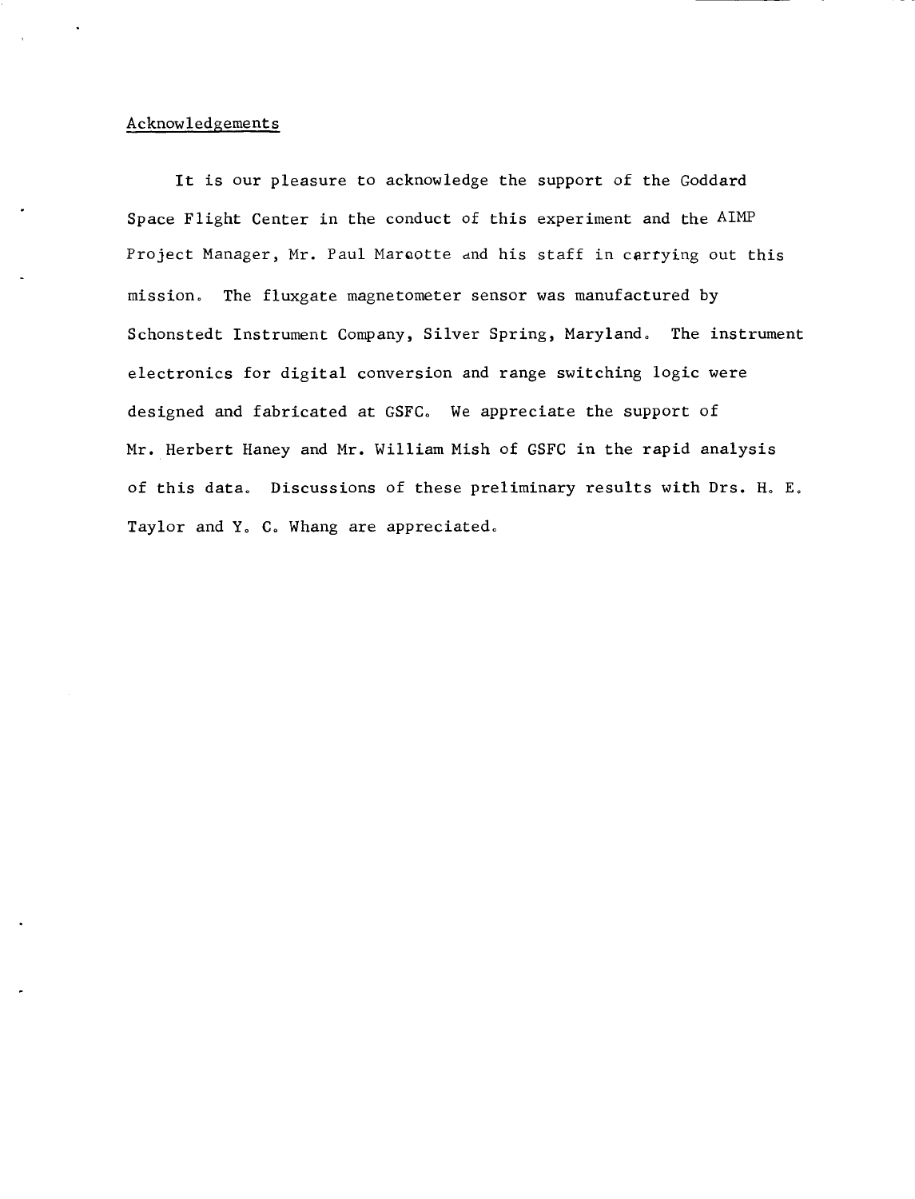## Acknowledgements

It is our pleasure to acknowledge the support of the Goddard Space Flight Center in the conduct of this experiment and the AIMP Project Manager, Mr. Paul Marcotte and his staff in carrying out this mission. The fluxgate magnetometer sensor was manufactured by Schonstedt Instrument Company, Silver Spring, Maryland. The instrument electronics for digital conversion and range switching logic were designed and fabricated at GSFC. We appreciate the support of Mr. Herbert Haney and Mr. William Mish of GSFC in the rapid analysis of this data. Discussions of these preliminary results with Drs. H. E. Taylor and Y. C. Whang are appreciated.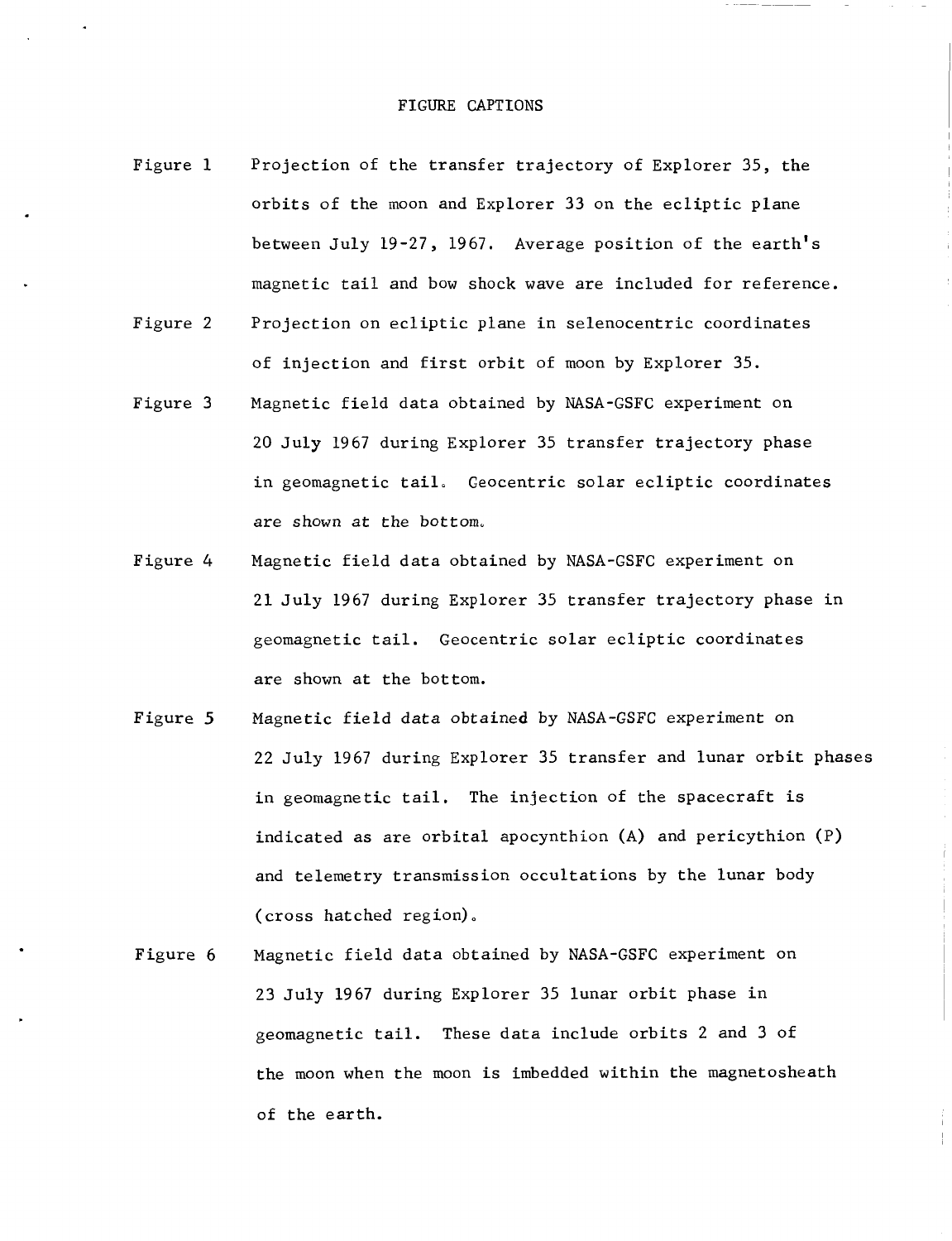# FIGURE CAPTIONS

Figure 1 Projection of the transfer trajectory of Explorer 35, the orbits of the moon and Explorer 33 on the ecliptic plane between July 19-27, 1967. Average position of the earth's magnetic tail and bow shock wave are included for reference.

Figure 2 Projection on ecliptic plane in selenocentric coordinates of injection and first orbit of moon by Explorer 35.

Figure 3 Magnetic field data obtained by NASA-GSFC experiment on 20 July 1967 during Explorer 35 transfer trajectory phase in geomagnetic tail. Geocentric solar ecliptic coordinates are shown at the bottom.

Figure 4 Magnetic field data obtained by NASA-GSFC experiment on 21 July 1967 during Explorer 35 transfer trajectory phase in geomagnetic tail. Geocentric solar ecliptic coordinates are shown at the bottom.

Figure 5 Magnetic field data obtained by NASA-GSFC experiment on 22 July 1967 during Explorer 35 transfer and lunar orbit phases in geomagnetic tail. The injection of the spacecraft is indicated as are orbital apocynthion (A) and pericythion (P) and telemetry transmission occultations by the lunar body (cross hatched region).

Figure 6 Magnetic field data obtained by NASA-GSFC experiment on 23 July 1967 during Explorer 35 lunar orbit phase in geomagnetic tail. These data include orbits 2 and 3 of the moon when the moon is imbedded within the magnetosheath of the earth.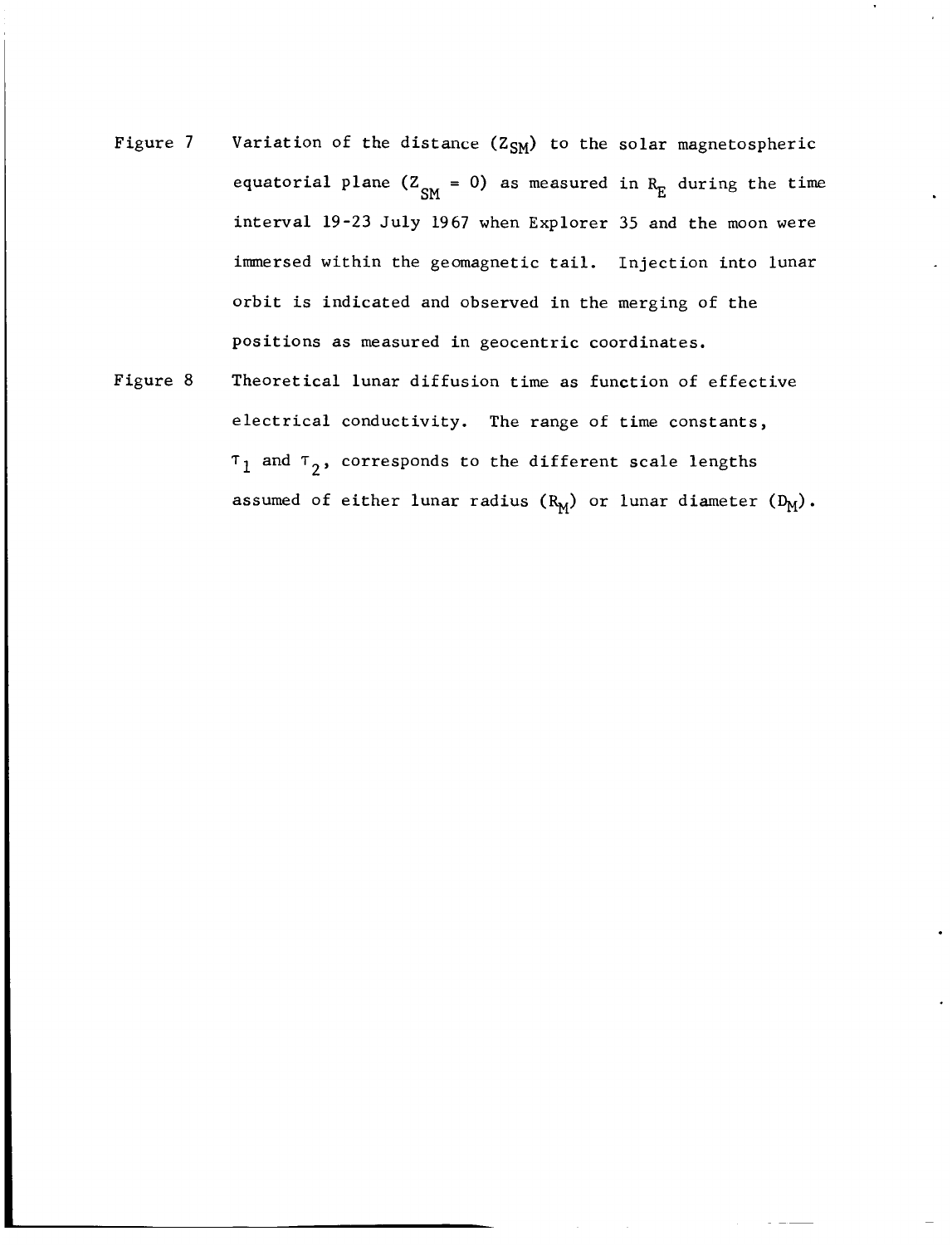Figure 7 Variation of the distance ($Z_{SM}$) to the solar magnetospheric equatorial plane ($Z_{SM} = 0$) as measured in $R_E$ during the time interval 19-23 July 1967 when Explorer 35 and the moon were immersed within the geomagnetic tail. Injection into lunar orbit is indicated and observed in the merging of the positions as measured in geocentric coordinates.

Figure 8 Theoretical lunar diffusion time as function of effective electrical conductivity. The range of time constants, $\tau_1$ and $\tau_2$, corresponds to the different scale lengths assumed of either lunar radius ($R_M$) or lunar diameter ($D_M$).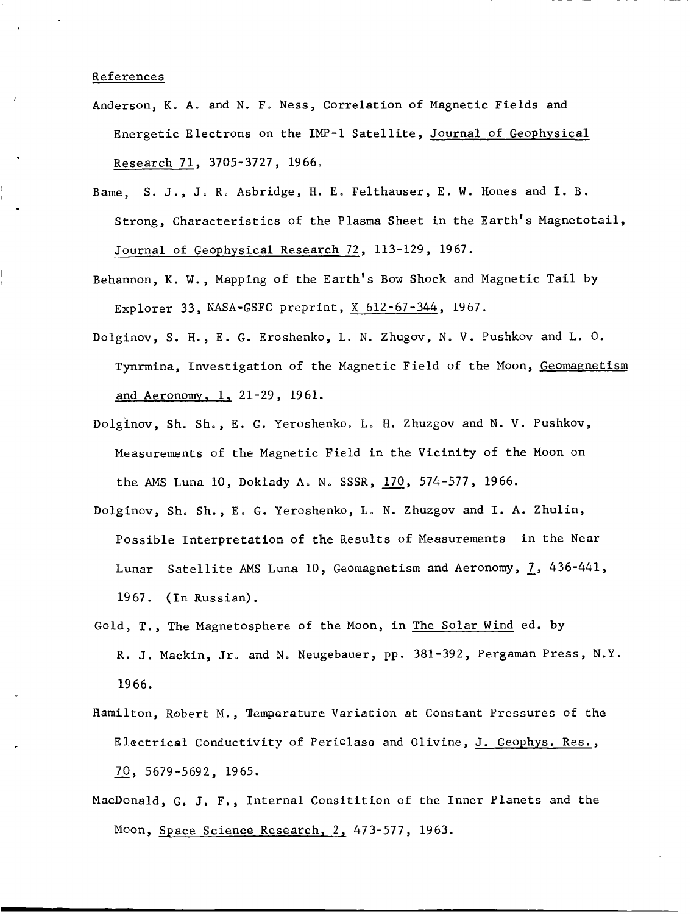## References

Anderson, K. A. and N. F. Ness, Correlation of Magnetic Fields and Energetic Electrons on the IMP-1 Satellite, Journal of Geophysical Research 71, 3705-3727, 1966.

Bame, S. J., J. R. Asbridge, H. E. Felthauser, E. W. Hones and I. B. Strong, Characteristics of the Plasma Sheet in the Earth's Magnetotail, Journal of Geophysical Research 72, 113-129, 1967.

Behannon, K. W., Mapping of the Earth's Bow Shock and Magnetic Tail by Explorer 33, NASA-GSFC preprint, X 612-67-344, 1967.

Dolginov, S. H., E. G. Eroshenko, L. N. Zhugov, N. V. Pushkov and L. O. Tynrmina, Investigation of the Magnetic Field of the Moon, Geomagnetism and Aeronomy, 1, 21-29, 1961.

Dolginov, Sh. Sh., E. G. Yeroshenko, L. H. Zhuzgov and N. V. Pushkov, Measurements of the Magnetic Field in the Vicinity of the Moon on the AMS Luna 10, Doklady A. N. SSSR, 170, 574-577, 1966.

Dolginov, Sh. Sh., E. G. Yeroshenko, L. N. Zhuzgov and I. A. Zhulin, Possible Interpretation of the Results of Measurements in the Near Lunar Satellite AMS Luna 10, Geomagnetism and Aeronomy, 7, 436-441, 1967. (In Russian).

Gold, T., The Magnetosphere of the Moon, in The Solar Wind ed. by R. J. Mackin, Jr. and N. Neugebauer, pp. 381-392, Pergaman Press, N.Y. 1966.

Hamilton, Robert M., Temperature Variation at Constant Pressures of the Electrical Conductivity of Periclase and Olivine, J. Geophys. Res., 70, 5679-5692, 1965.

MacDonald, G. J. F., Internal Consitition of the Inner Planets and the Moon, Space Science Research, 2, 473-577, 1963.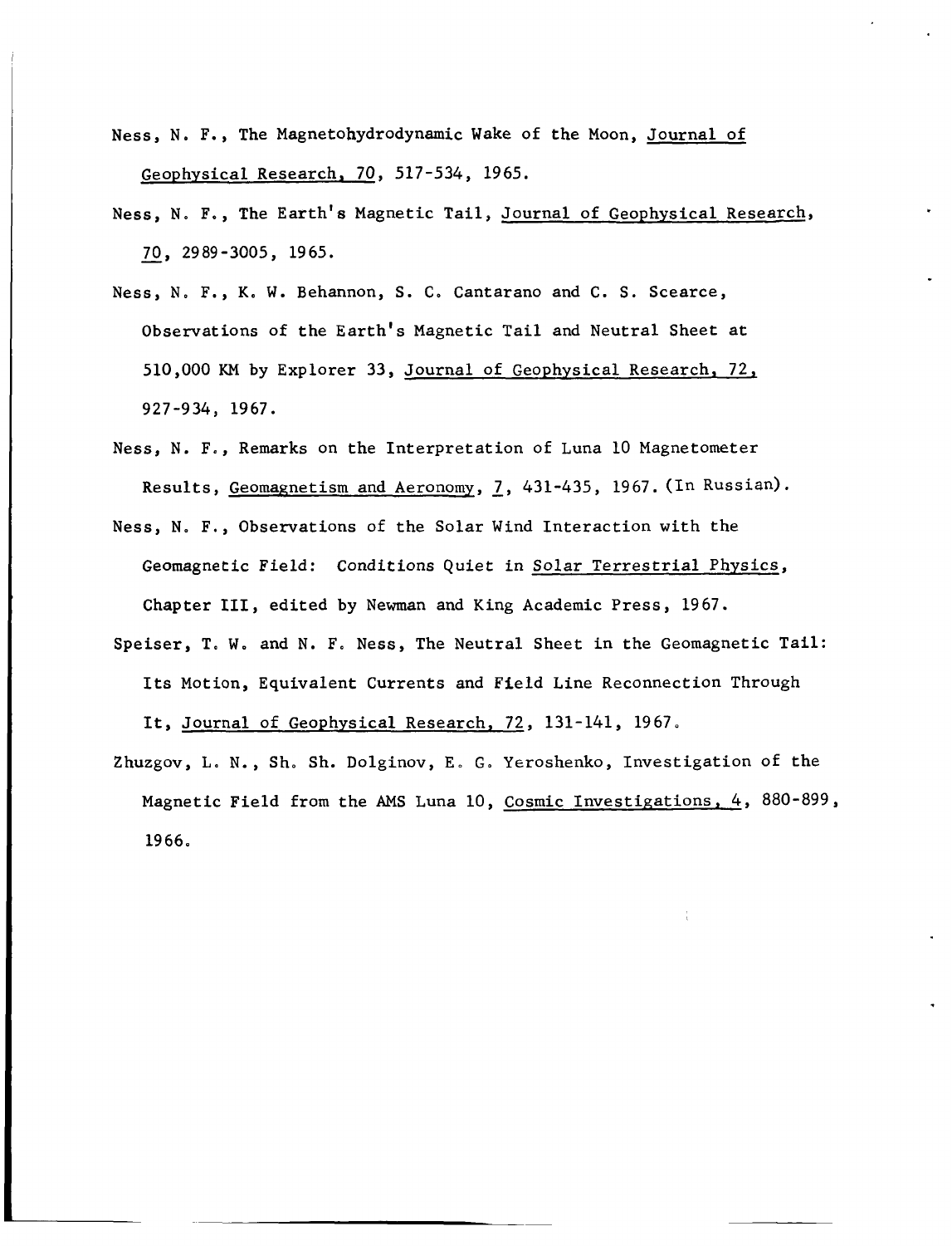Ness, N. F., The Magnetohydrodynamic Wake of the Moon, Journal of Geophysical Research, 70, 517-534, 1965.

Ness, N. F., The Earth's Magnetic Tail, Journal of Geophysical Research, 70, 2989-3005, 1965.

Ness, N. F., K. W. Behannon, S. C. Cantarano and C. S. Scearce, Observations of the Earth's Magnetic Tail and Neutral Sheet at 510,000 KM by Explorer 33, Journal of Geophysical Research, 72, 927-934, 1967.

Ness, N. F., Remarks on the Interpretation of Luna 10 Magnetometer Results, Geomagnetism and Aeronomy, 7, 431-435, 1967. (In Russian).

Ness, N. F., Observations of the Solar Wind Interaction with the Geomagnetic Field: Conditions Quiet in Solar Terrestrial Physics, Chapter III, edited by Newman and King Academic Press, 1967.

Speiser, T. W. and N. F. Ness, The Neutral Sheet in the Geomagnetic Tail: Its Motion, Equivalent Currents and Field Line Reconnection Through It, Journal of Geophysical Research, 72, 131-141, 1967.

Zhuzgov, L. N., Sh. Sh. Dolginov, E. G. Yeroshenko, Investigation of the Magnetic Field from the AMS Luna 10, Cosmic Investigations, 4, 880-899, 1966.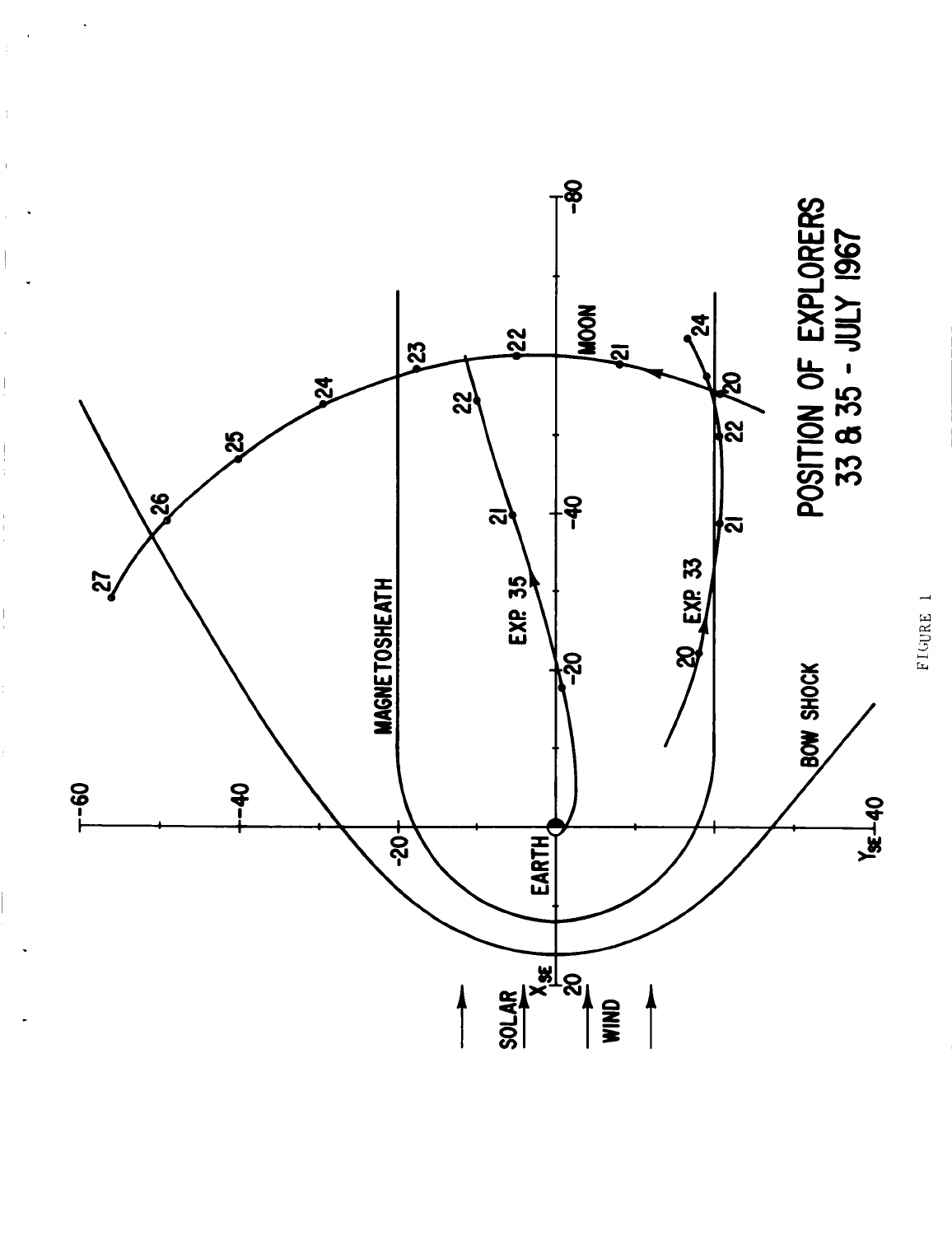POSITION OF EXPLORERS 33 & 35 - JULY 1967

FIGURE 1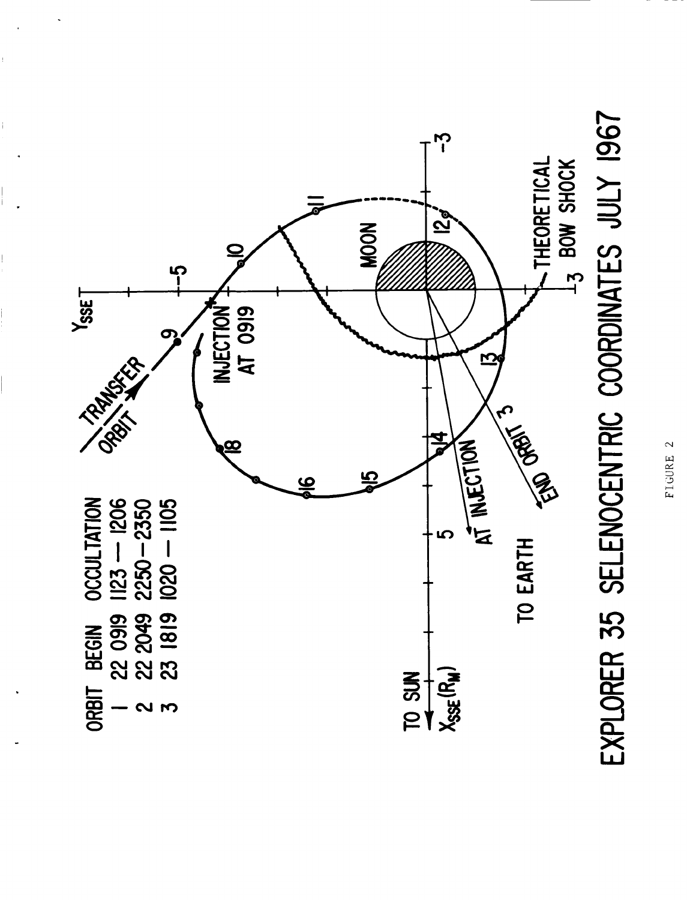| ORBIT | BEGIN | OCCULTATION |
| --- | --- | --- |
| 1 | 22 0919 | 1123 — 1206 |
| 2 | 22 2049 | 2250—2350 |
| 3 | 23 1819 | 1020 — 1105 |

TRANSFER ORBIT

INJECTION AT 0919

$Y_{SSE}$

MOON

THEORETICAL BOW SHOCK

TO SUN $X_{SSE}(R_M)$

AT INJECTION

END ORBIT 3

TO EARTH

EXPLORER 35 SELENOCENTRIC COORDINATES JULY 1967

FIGURE 2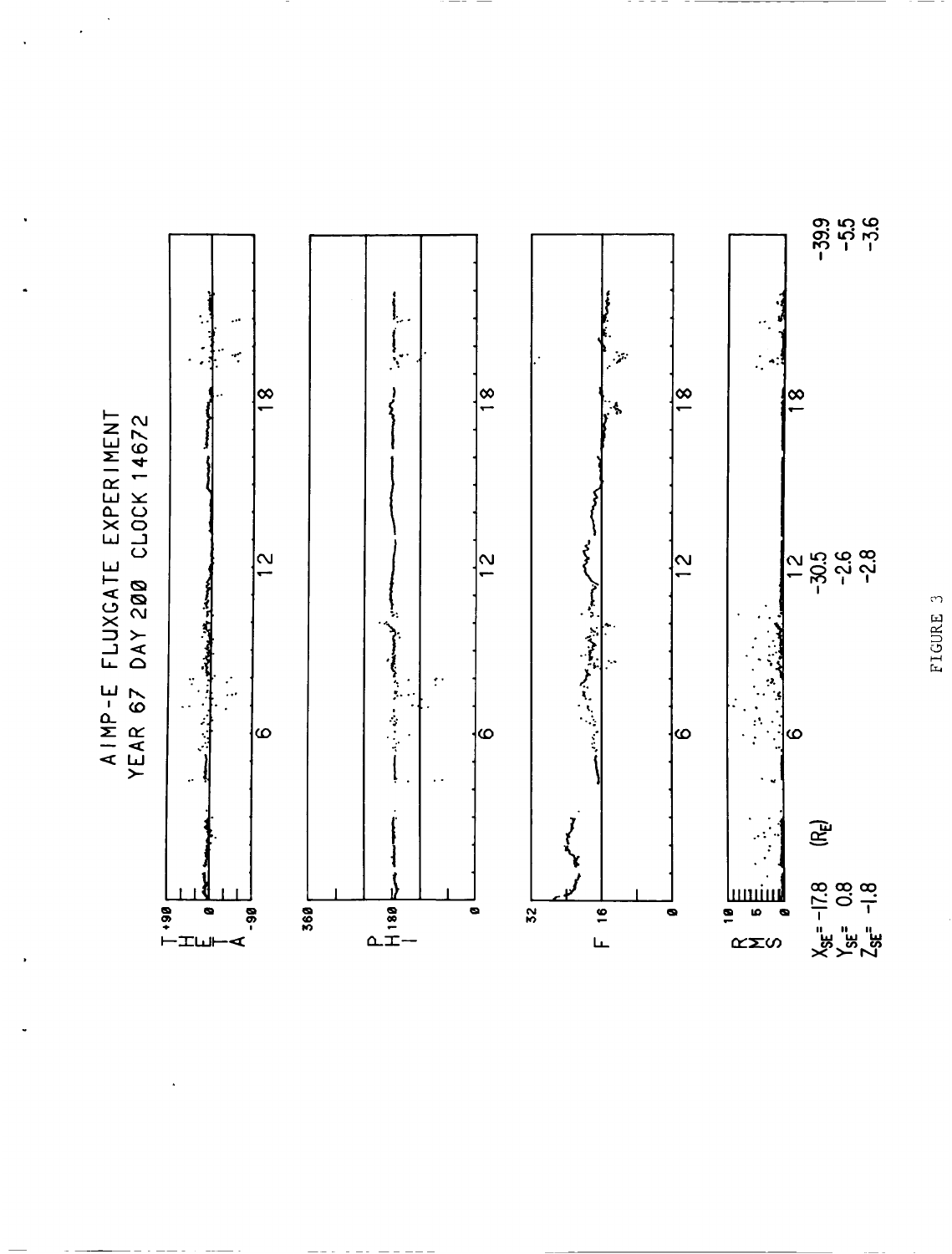AIMP-E FLUXGATE EXPERIMENT
YEAR 67 DAY 200 CLOCK 14672

THETA: +90, 0, -90

PHI: 360, 180, 0

F: 32, 16, 0

RMS: 10, 5, 0

6 12 18

$X_{SE}$= -17.8 (R$_E$) -30.5 -39.9
$Y_{SE}$= 0.8 -2.6 -5.5
$Z_{SE}$= -1.8 -2.8 -3.6

FIGURE 3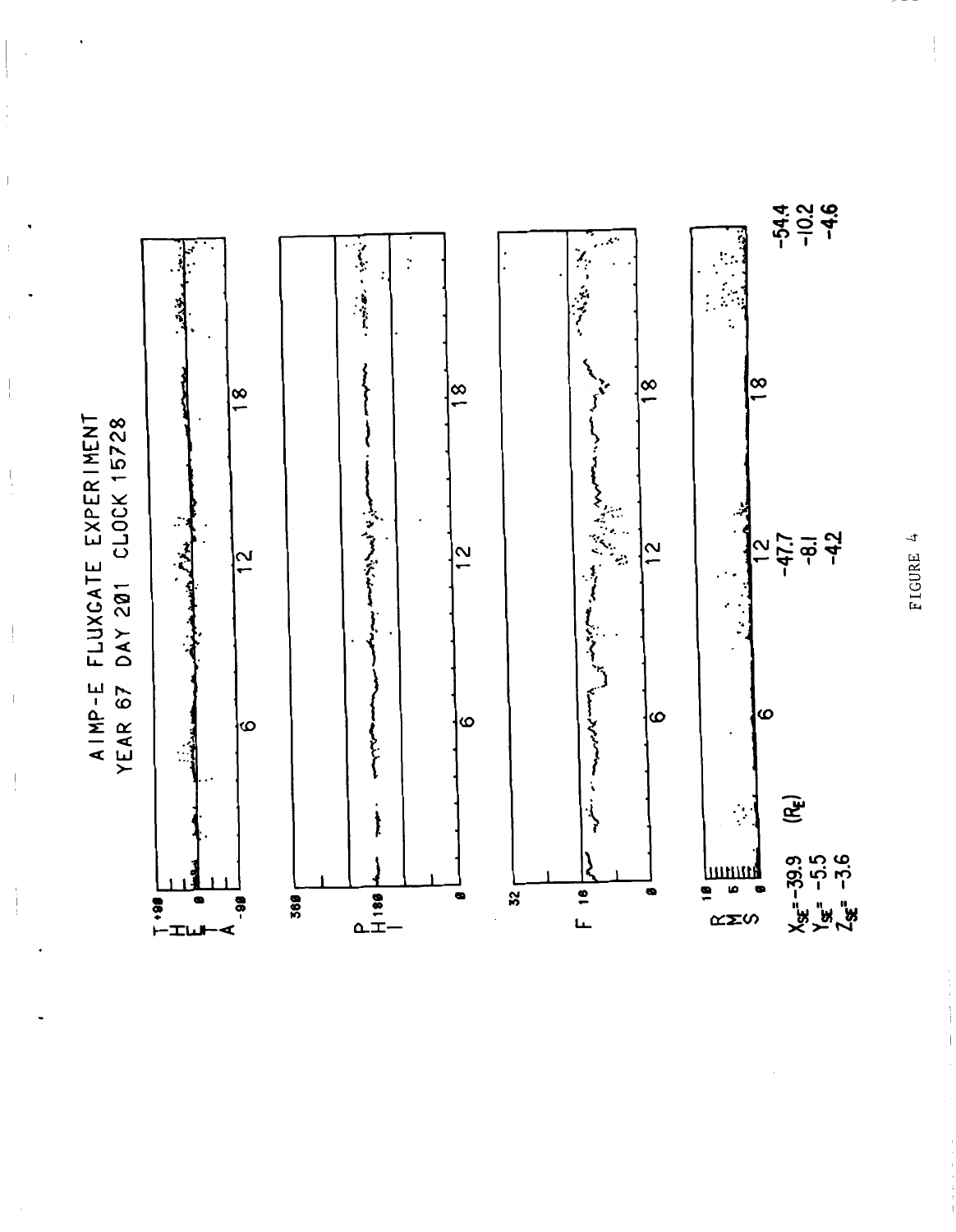AIMP-E FLUXGATE EXPERIMENT
YEAR 67 DAY 201 CLOCK 15728

THETA +90, 0, -90

PHI 360, 180, 0

F 32, 16, 0

RMS 10, 5, 0

6 12 18

$X_{SE}$= -39.9 (R$_E$)
$Y_{SE}$= -5.5
$Z_{SE}$= -3.6

-47.7
-8.1
-4.2

-54.4
-10.2
-4.6

FIGURE 4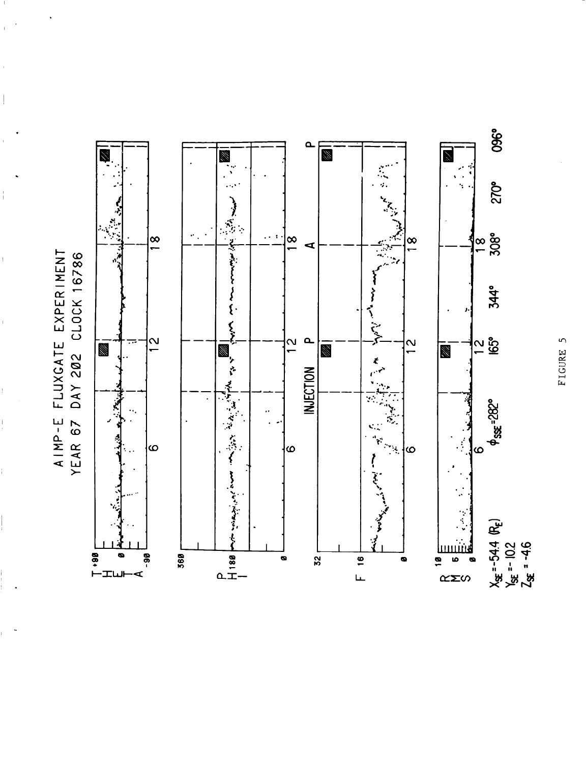AIMP-E FLUXGATE EXPERIMENT
YEAR 67 DAY 202 CLOCK 16786

THETA +90 0 -90

PHI 360 180 0

F 32 16 0

INJECTION P A P

RMS 10 5 0

6 12 18

$X_{SE}$ = -54.4 ($R_E$)
$Y_{SE}$ = -10.2
$Z_{SE}$ = -4.6

$\phi_{SSE}$ = 282° 165° 344° 308° 270° 096°

FIGURE 5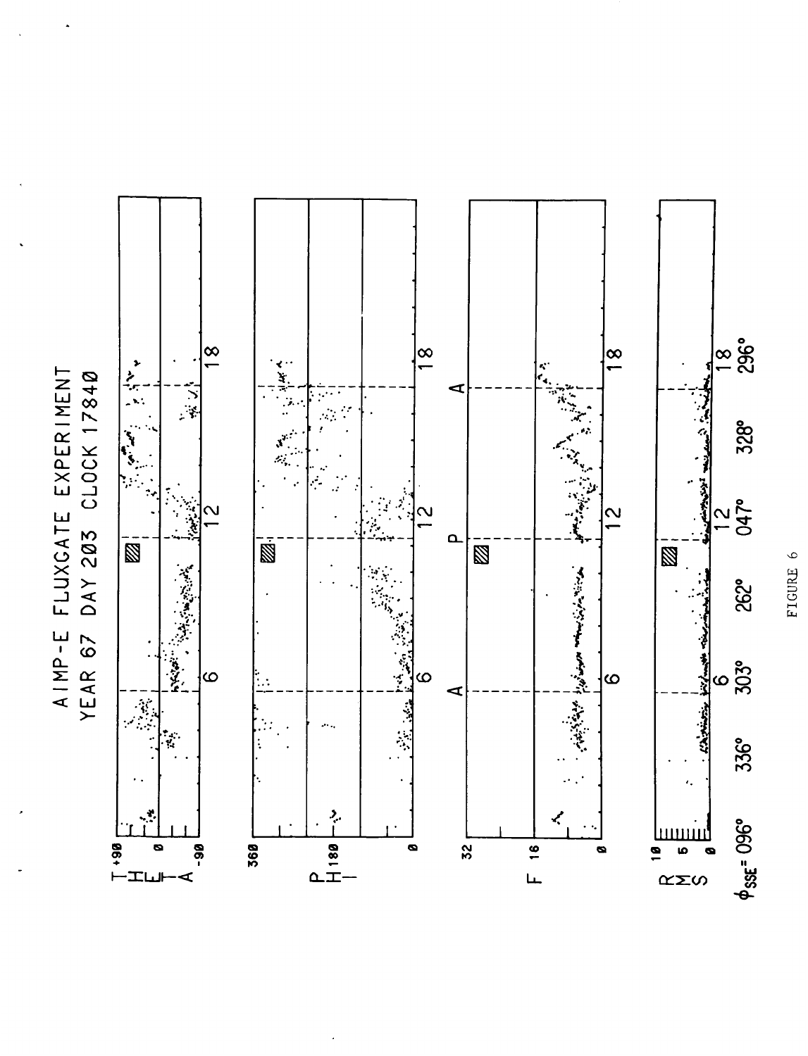AIMP-E FLUXGATE EXPERIMENT
YEAR 67 DAY 203 CLOCK 17840

FIGURE 6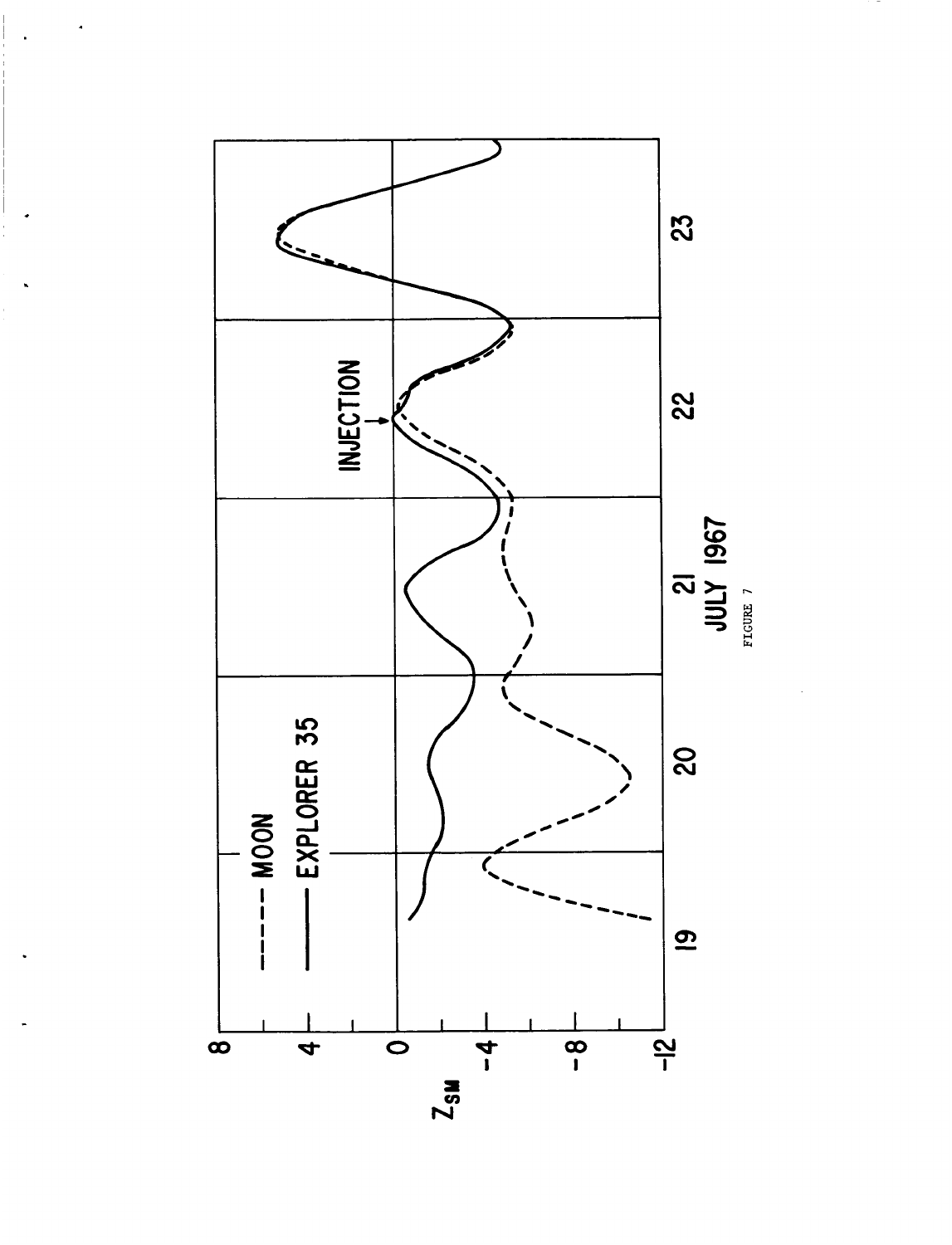FIGURE 7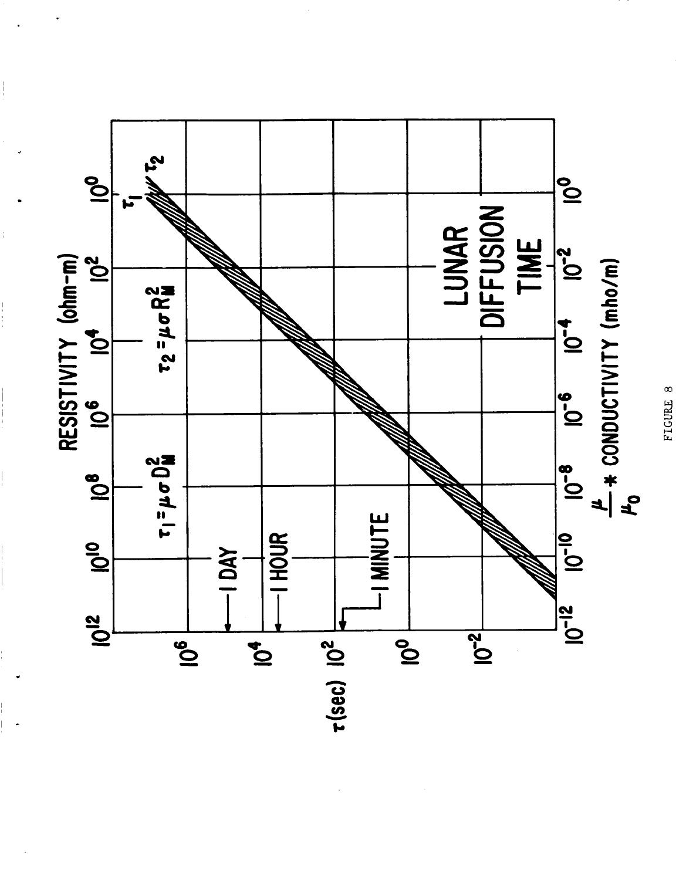RESISTIVITY (ohm-m)

$10^{12}$ $10^{10}$ $10^{8}$ $10^{6}$ $10^{4}$ $10^{2}$ $10^{0}$

$\tau(\text{sec})$

$10^{6}$ $10^{4}$ $10^{2}$ $10^{0}$ $10^{-2}$

1 DAY

1 HOUR

1 MINUTE

$\tau_1 = \mu\sigma D_M^2$

$\tau_2 = \mu\sigma R_M^2$

$\tau_1$ $\tau_2$

LUNAR DIFFUSION TIME

$10^{-12}$ $10^{-10}$ $10^{-8}$ $10^{-6}$ $10^{-4}$ $10^{-2}$ $10^{0}$

$\frac{\mu}{\mu_0}$ * CONDUCTIVITY (mho/m)

FIGURE 8